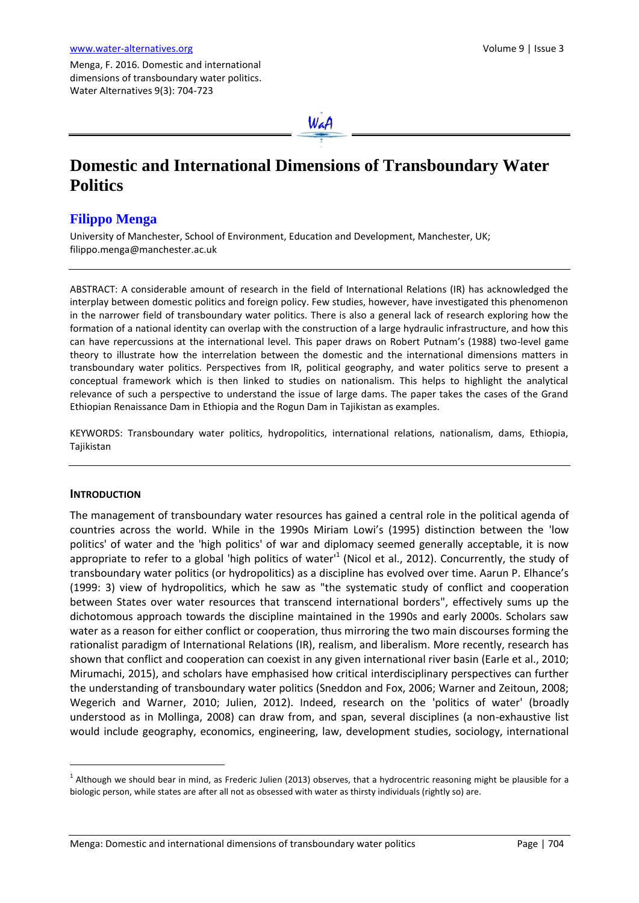Menga, F. 2016. Domestic and international dimensions of transboundary water politics. Water Alternatives 9(3): 704-723

# Domestic and International Dimensions of Transboundary Water Politics

## Filippo Menga

University of Manchester, School of Environment, Education and Development, Manchester, UK; filippo.menga@manchester.ac.uk

ABSTRACT: A considerable amount of research in the field of International Relations (IR) has acknowledged the interplay between domestic politics and foreign policy. Few studies, however, have investigated this phenomenon in the narrower field of transboundary water politics. There is also a general lack of research exploring how the formation of a national identity can overlap with the construction of a large hydraulic infrastructure, and how this can have repercussions at the international level. This paper draws on Robert Putnam's (1988) two-level game theory to illustrate how the interrelation between the domestic and the international dimensions matters in transboundary water politics. Perspectives from IR, political geography, and water politics serve to present a conceptual framework which is then linked to studies on nationalism. This helps to highlight the analytical relevance of such a perspective to understand the issue of large dams. The paper takes the cases of the Grand Ethiopian Renaissance Dam in Ethiopia and the Rogun Dam in Tajikistan as examples.

KEYWORDS: Transboundary water politics, hydropolitics, international relations, nationalism, dams, Ethiopia, Tajikistan

## INTRODUCTION

The management of transboundary water resources has gained a central role in the political agenda of countries across the world. While in the 1990s Miriam Lowi's (1995) distinction between the 'low politics' of water and the 'high politics' of war and diplomacy seemed generally acceptable, it is now appropriate to refer to a global 'high politics of water'[1] (Nicol et al., 2012). Concurrently, the study of transboundary water politics (or hydropolitics) as a discipline has evolved over time. Aarun P. Elhance's (1999: 3) view of hydropolitics, which he saw as "the systematic study of conflict and cooperation between States over water resources that transcend international borders", effectively sums up the dichotomous approach towards the discipline maintained in the 1990s and early 2000s. Scholars saw water as a reason for either conflict or cooperation, thus mirroring the two main discourses forming the rationalist paradigm of International Relations (IR), realism, and liberalism. More recently, research has shown that conflict and cooperation can coexist in any given international river basin (Earle et al., 2010; Mirumachi, 2015), and scholars have emphasised how critical interdisciplinary perspectives can further the understanding of transboundary water politics (Sneddon and Fox, 2006; Warner and Zeitoun, 2008; Wegerich and Warner, 2010; Julien, 2012). Indeed, research on the 'politics of water' (broadly understood as in Mollinga, 2008) can draw from, and span, several disciplines (a non-exhaustive list would include geography, economics, engineering, law, development studies, sociology, international

[1] Although we should bear in mind, as Frederic Julien (2013) observes, that a hydrocentric reasoning might be plausible for a biologic person, while states are after all not as obsessed with water as thirsty individuals (rightly so) are.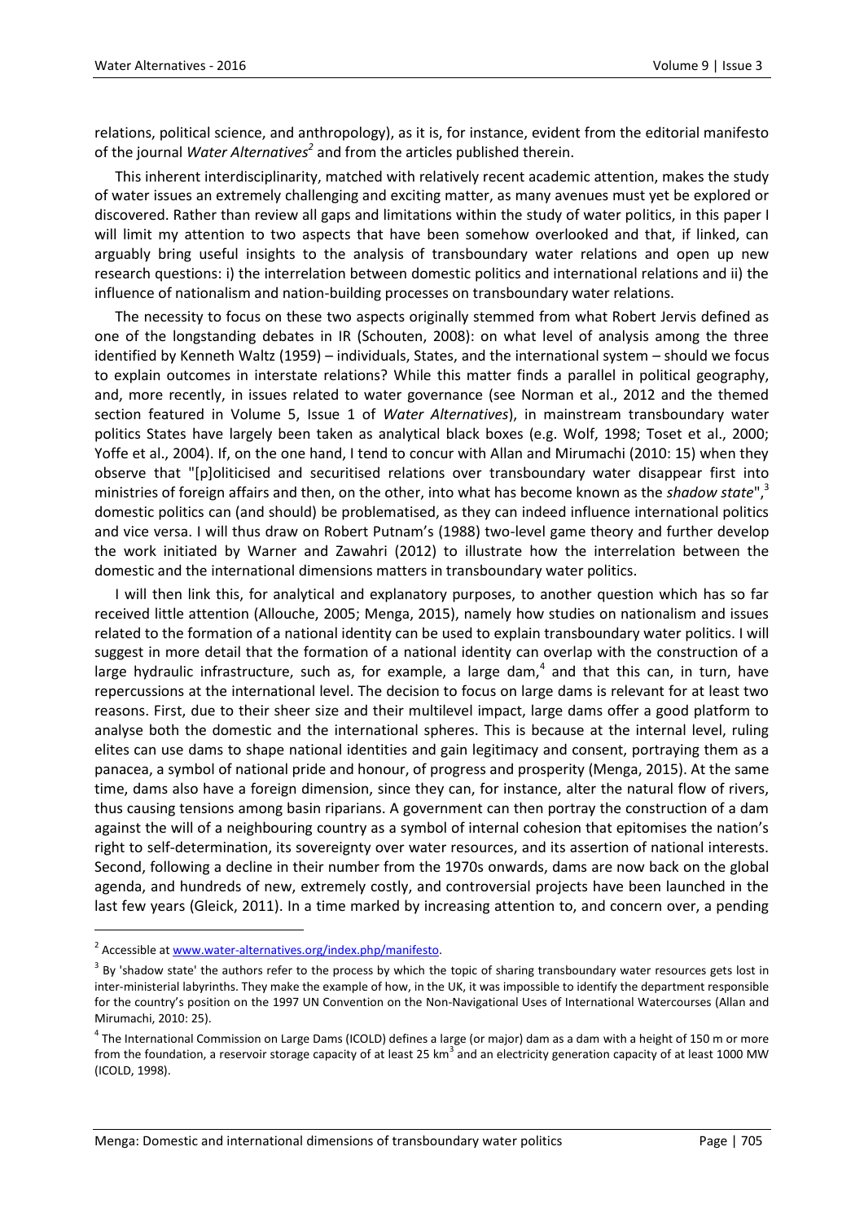relations, political science, and anthropology), as it is, for instance, evident from the editorial manifesto of the journal *Water Alternatives*[2] and from the articles published therein.

This inherent interdisciplinarity, matched with relatively recent academic attention, makes the study of water issues an extremely challenging and exciting matter, as many avenues must yet be explored or discovered. Rather than review all gaps and limitations within the study of water politics, in this paper I will limit my attention to two aspects that have been somehow overlooked and that, if linked, can arguably bring useful insights to the analysis of transboundary water relations and open up new research questions: i) the interrelation between domestic politics and international relations and ii) the influence of nationalism and nation-building processes on transboundary water relations.

The necessity to focus on these two aspects originally stemmed from what Robert Jervis defined as one of the longstanding debates in IR (Schouten, 2008): on what level of analysis among the three identified by Kenneth Waltz (1959) – individuals, States, and the international system – should we focus to explain outcomes in interstate relations? While this matter finds a parallel in political geography, and, more recently, in issues related to water governance (see Norman et al., 2012 and the themed section featured in Volume 5, Issue 1 of *Water Alternatives*), in mainstream transboundary water politics States have largely been taken as analytical black boxes (e.g. Wolf, 1998; Toset et al., 2000; Yoffe et al., 2004). If, on the one hand, I tend to concur with Allan and Mirumachi (2010: 15) when they observe that "[p]oliticised and securitised relations over transboundary water disappear first into ministries of foreign affairs and then, on the other, into what has become known as the *shadow state*",[3] domestic politics can (and should) be problematised, as they can indeed influence international politics and vice versa. I will thus draw on Robert Putnam's (1988) two-level game theory and further develop the work initiated by Warner and Zawahri (2012) to illustrate how the interrelation between the domestic and the international dimensions matters in transboundary water politics.

I will then link this, for analytical and explanatory purposes, to another question which has so far received little attention (Allouche, 2005; Menga, 2015), namely how studies on nationalism and issues related to the formation of a national identity can be used to explain transboundary water politics. I will suggest in more detail that the formation of a national identity can overlap with the construction of a large hydraulic infrastructure, such as, for example, a large dam,[4] and that this can, in turn, have repercussions at the international level. The decision to focus on large dams is relevant for at least two reasons. First, due to their sheer size and their multilevel impact, large dams offer a good platform to analyse both the domestic and the international spheres. This is because at the internal level, ruling elites can use dams to shape national identities and gain legitimacy and consent, portraying them as a panacea, a symbol of national pride and honour, of progress and prosperity (Menga, 2015). At the same time, dams also have a foreign dimension, since they can, for instance, alter the natural flow of rivers, thus causing tensions among basin riparians. A government can then portray the construction of a dam against the will of a neighbouring country as a symbol of internal cohesion that epitomises the nation's right to self-determination, its sovereignty over water resources, and its assertion of national interests. Second, following a decline in their number from the 1970s onwards, dams are now back on the global agenda, and hundreds of new, extremely costly, and controversial projects have been launched in the last few years (Gleick, 2011). In a time marked by increasing attention to, and concern over, a pending

---

[2] Accessible at www.water-alternatives.org/index.php/manifesto.

[3] By 'shadow state' the authors refer to the process by which the topic of sharing transboundary water resources gets lost in inter-ministerial labyrinths. They make the example of how, in the UK, it was impossible to identify the department responsible for the country's position on the 1997 UN Convention on the Non-Navigational Uses of International Watercourses (Allan and Mirumachi, 2010: 25).

[4] The International Commission on Large Dams (ICOLD) defines a large (or major) dam as a dam with a height of 150 m or more from the foundation, a reservoir storage capacity of at least 25 $km^3$ and an electricity generation capacity of at least 1000 MW (ICOLD, 1998).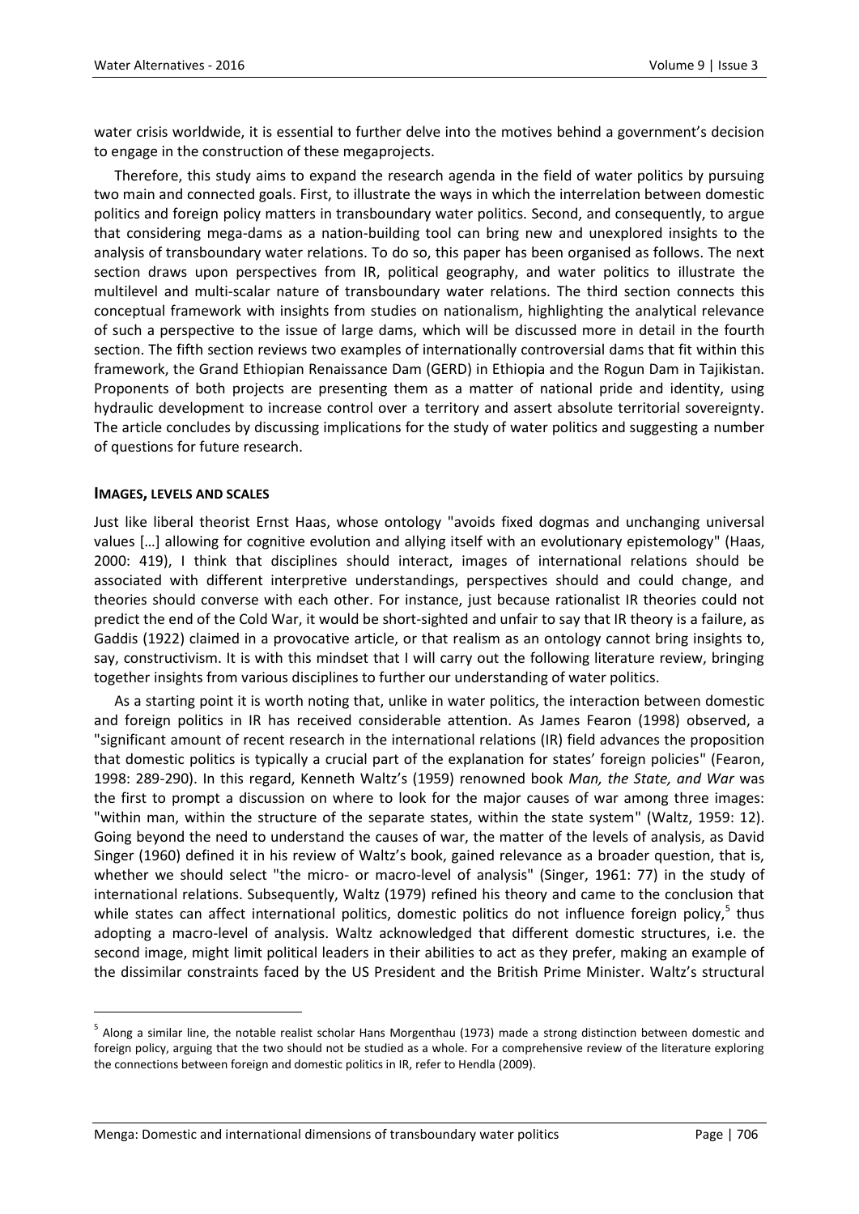water crisis worldwide, it is essential to further delve into the motives behind a government's decision to engage in the construction of these megaprojects.

Therefore, this study aims to expand the research agenda in the field of water politics by pursuing two main and connected goals. First, to illustrate the ways in which the interrelation between domestic politics and foreign policy matters in transboundary water politics. Second, and consequently, to argue that considering mega-dams as a nation-building tool can bring new and unexplored insights to the analysis of transboundary water relations. To do so, this paper has been organised as follows. The next section draws upon perspectives from IR, political geography, and water politics to illustrate the multilevel and multi-scalar nature of transboundary water relations. The third section connects this conceptual framework with insights from studies on nationalism, highlighting the analytical relevance of such a perspective to the issue of large dams, which will be discussed more in detail in the fourth section. The fifth section reviews two examples of internationally controversial dams that fit within this framework, the Grand Ethiopian Renaissance Dam (GERD) in Ethiopia and the Rogun Dam in Tajikistan. Proponents of both projects are presenting them as a matter of national pride and identity, using hydraulic development to increase control over a territory and assert absolute territorial sovereignty. The article concludes by discussing implications for the study of water politics and suggesting a number of questions for future research.

## IMAGES, LEVELS AND SCALES

Just like liberal theorist Ernst Haas, whose ontology "avoids fixed dogmas and unchanging universal values […] allowing for cognitive evolution and allying itself with an evolutionary epistemology" (Haas, 2000: 419), I think that disciplines should interact, images of international relations should be associated with different interpretive understandings, perspectives should and could change, and theories should converse with each other. For instance, just because rationalist IR theories could not predict the end of the Cold War, it would be short-sighted and unfair to say that IR theory is a failure, as Gaddis (1922) claimed in a provocative article, or that realism as an ontology cannot bring insights to, say, constructivism. It is with this mindset that I will carry out the following literature review, bringing together insights from various disciplines to further our understanding of water politics.

As a starting point it is worth noting that, unlike in water politics, the interaction between domestic and foreign politics in IR has received considerable attention. As James Fearon (1998) observed, a "significant amount of recent research in the international relations (IR) field advances the proposition that domestic politics is typically a crucial part of the explanation for states' foreign policies" (Fearon, 1998: 289-290). In this regard, Kenneth Waltz's (1959) renowned book *Man, the State, and War* was the first to prompt a discussion on where to look for the major causes of war among three images: "within man, within the structure of the separate states, within the state system" (Waltz, 1959: 12). Going beyond the need to understand the causes of war, the matter of the levels of analysis, as David Singer (1960) defined it in his review of Waltz's book, gained relevance as a broader question, that is, whether we should select "the micro- or macro-level of analysis" (Singer, 1961: 77) in the study of international relations. Subsequently, Waltz (1979) refined his theory and came to the conclusion that while states can affect international politics, domestic politics do not influence foreign policy,[5] thus adopting a macro-level of analysis. Waltz acknowledged that different domestic structures, i.e. the second image, might limit political leaders in their abilities to act as they prefer, making an example of the dissimilar constraints faced by the US President and the British Prime Minister. Waltz's structural

[5] Along a similar line, the notable realist scholar Hans Morgenthau (1973) made a strong distinction between domestic and foreign policy, arguing that the two should not be studied as a whole. For a comprehensive review of the literature exploring the connections between foreign and domestic politics in IR, refer to Hendla (2009).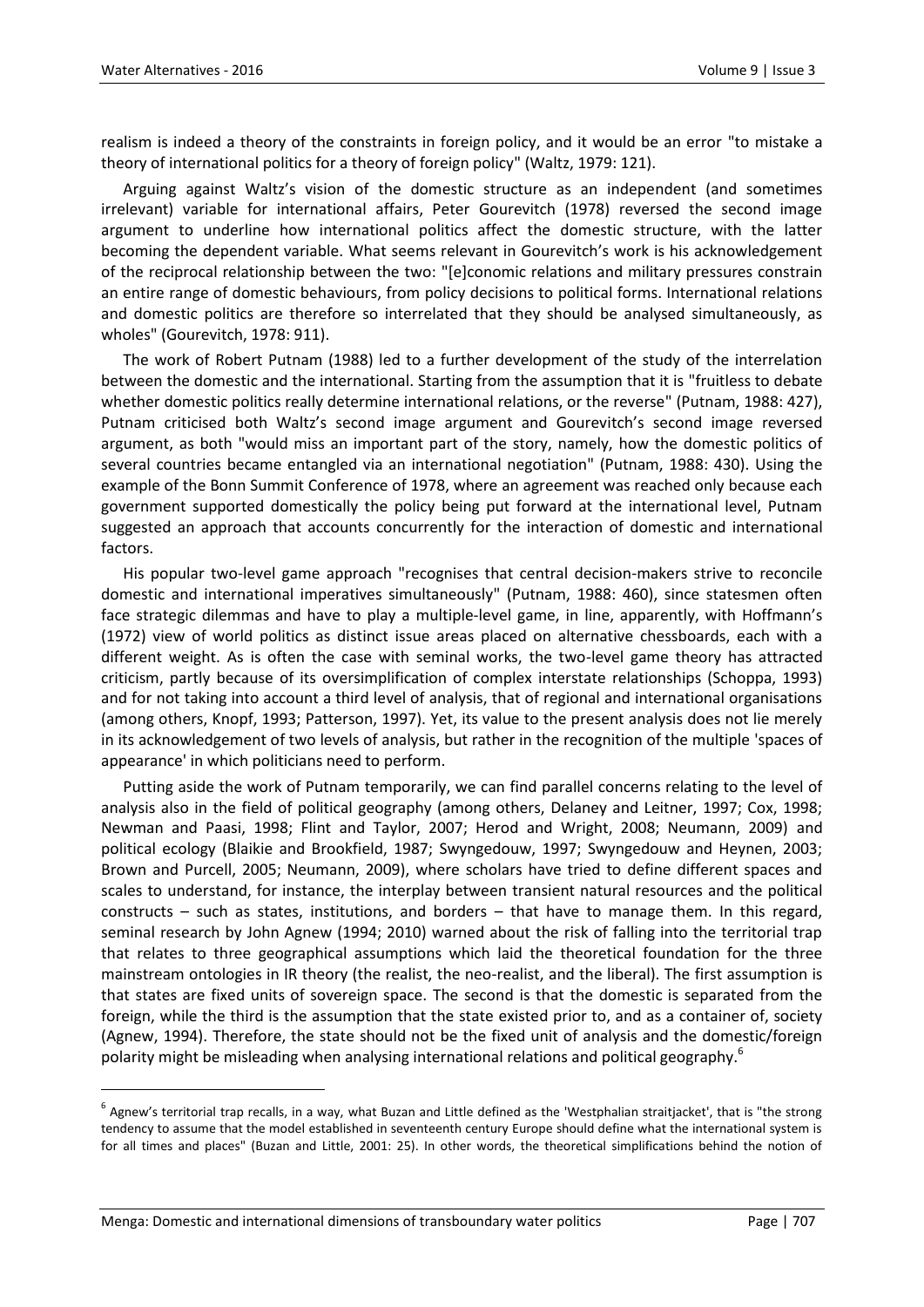realism is indeed a theory of the constraints in foreign policy, and it would be an error "to mistake a theory of international politics for a theory of foreign policy" (Waltz, 1979: 121).

Arguing against Waltz's vision of the domestic structure as an independent (and sometimes irrelevant) variable for international affairs, Peter Gourevitch (1978) reversed the second image argument to underline how international politics affect the domestic structure, with the latter becoming the dependent variable. What seems relevant in Gourevitch's work is his acknowledgement of the reciprocal relationship between the two: "[e]conomic relations and military pressures constrain an entire range of domestic behaviours, from policy decisions to political forms. International relations and domestic politics are therefore so interrelated that they should be analysed simultaneously, as wholes" (Gourevitch, 1978: 911).

The work of Robert Putnam (1988) led to a further development of the study of the interrelation between the domestic and the international. Starting from the assumption that it is "fruitless to debate whether domestic politics really determine international relations, or the reverse" (Putnam, 1988: 427), Putnam criticised both Waltz's second image argument and Gourevitch's second image reversed argument, as both "would miss an important part of the story, namely, how the domestic politics of several countries became entangled via an international negotiation" (Putnam, 1988: 430). Using the example of the Bonn Summit Conference of 1978, where an agreement was reached only because each government supported domestically the policy being put forward at the international level, Putnam suggested an approach that accounts concurrently for the interaction of domestic and international factors.

His popular two-level game approach "recognises that central decision-makers strive to reconcile domestic and international imperatives simultaneously" (Putnam, 1988: 460), since statesmen often face strategic dilemmas and have to play a multiple-level game, in line, apparently, with Hoffmann's (1972) view of world politics as distinct issue areas placed on alternative chessboards, each with a different weight. As is often the case with seminal works, the two-level game theory has attracted criticism, partly because of its oversimplification of complex interstate relationships (Schoppa, 1993) and for not taking into account a third level of analysis, that of regional and international organisations (among others, Knopf, 1993; Patterson, 1997). Yet, its value to the present analysis does not lie merely in its acknowledgement of two levels of analysis, but rather in the recognition of the multiple 'spaces of appearance' in which politicians need to perform.

Putting aside the work of Putnam temporarily, we can find parallel concerns relating to the level of analysis also in the field of political geography (among others, Delaney and Leitner, 1997; Cox, 1998; Newman and Paasi, 1998; Flint and Taylor, 2007; Herod and Wright, 2008; Neumann, 2009) and political ecology (Blaikie and Brookfield, 1987; Swyngedouw, 1997; Swyngedouw and Heynen, 2003; Brown and Purcell, 2005; Neumann, 2009), where scholars have tried to define different spaces and scales to understand, for instance, the interplay between transient natural resources and the political constructs – such as states, institutions, and borders – that have to manage them. In this regard, seminal research by John Agnew (1994; 2010) warned about the risk of falling into the territorial trap that relates to three geographical assumptions which laid the theoretical foundation for the three mainstream ontologies in IR theory (the realist, the neo-realist, and the liberal). The first assumption is that states are fixed units of sovereign space. The second is that the domestic is separated from the foreign, while the third is the assumption that the state existed prior to, and as a container of, society (Agnew, 1994). Therefore, the state should not be the fixed unit of analysis and the domestic/foreign polarity might be misleading when analysing international relations and political geography.[6]

---

[6] Agnew's territorial trap recalls, in a way, what Buzan and Little defined as the 'Westphalian straitjacket', that is "the strong tendency to assume that the model established in seventeenth century Europe should define what the international system is for all times and places" (Buzan and Little, 2001: 25). In other words, the theoretical simplifications behind the notion of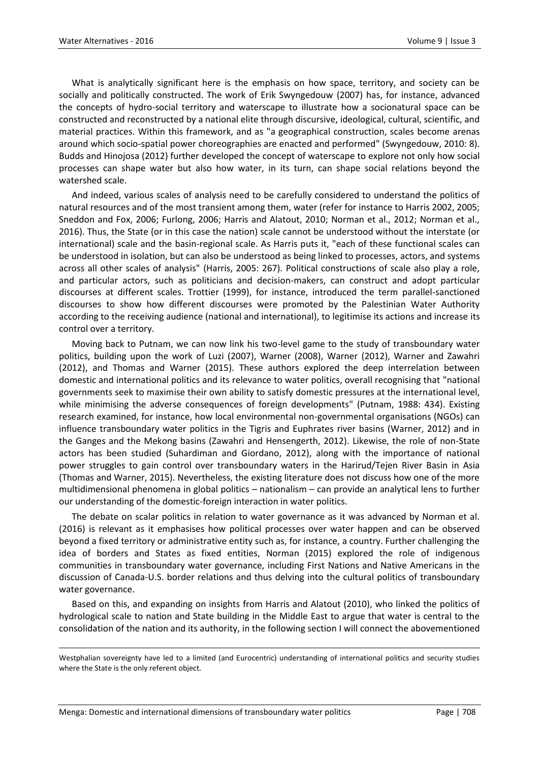What is analytically significant here is the emphasis on how space, territory, and society can be socially and politically constructed. The work of Erik Swyngedouw (2007) has, for instance, advanced the concepts of hydro-social territory and waterscape to illustrate how a socionatural space can be constructed and reconstructed by a national elite through discursive, ideological, cultural, scientific, and material practices. Within this framework, and as "a geographical construction, scales become arenas around which socio-spatial power choreographies are enacted and performed" (Swyngedouw, 2010: 8). Budds and Hinojosa (2012) further developed the concept of waterscape to explore not only how social processes can shape water but also how water, in its turn, can shape social relations beyond the watershed scale.

And indeed, various scales of analysis need to be carefully considered to understand the politics of natural resources and of the most transient among them, water (refer for instance to Harris 2002, 2005; Sneddon and Fox, 2006; Furlong, 2006; Harris and Alatout, 2010; Norman et al., 2012; Norman et al., 2016). Thus, the State (or in this case the nation) scale cannot be understood without the interstate (or international) scale and the basin-regional scale. As Harris puts it, "each of these functional scales can be understood in isolation, but can also be understood as being linked to processes, actors, and systems across all other scales of analysis" (Harris, 2005: 267). Political constructions of scale also play a role, and particular actors, such as politicians and decision-makers, can construct and adopt particular discourses at different scales. Trottier (1999), for instance, introduced the term parallel-sanctioned discourses to show how different discourses were promoted by the Palestinian Water Authority according to the receiving audience (national and international), to legitimise its actions and increase its control over a territory.

Moving back to Putnam, we can now link his two-level game to the study of transboundary water politics, building upon the work of Luzi (2007), Warner (2008), Warner (2012), Warner and Zawahri (2012), and Thomas and Warner (2015). These authors explored the deep interrelation between domestic and international politics and its relevance to water politics, overall recognising that "national governments seek to maximise their own ability to satisfy domestic pressures at the international level, while minimising the adverse consequences of foreign developments" (Putnam, 1988: 434). Existing research examined, for instance, how local environmental non-governmental organisations (NGOs) can influence transboundary water politics in the Tigris and Euphrates river basins (Warner, 2012) and in the Ganges and the Mekong basins (Zawahri and Hensengerth, 2012). Likewise, the role of non-State actors has been studied (Suhardiman and Giordano, 2012), along with the importance of national power struggles to gain control over transboundary waters in the Harirud/Tejen River Basin in Asia (Thomas and Warner, 2015). Nevertheless, the existing literature does not discuss how one of the more multidimensional phenomena in global politics – nationalism – can provide an analytical lens to further our understanding of the domestic-foreign interaction in water politics.

The debate on scalar politics in relation to water governance as it was advanced by Norman et al. (2016) is relevant as it emphasises how political processes over water happen and can be observed beyond a fixed territory or administrative entity such as, for instance, a country. Further challenging the idea of borders and States as fixed entities, Norman (2015) explored the role of indigenous communities in transboundary water governance, including First Nations and Native Americans in the discussion of Canada-U.S. border relations and thus delving into the cultural politics of transboundary water governance.

Based on this, and expanding on insights from Harris and Alatout (2010), who linked the politics of hydrological scale to nation and State building in the Middle East to argue that water is central to the consolidation of the nation and its authority, in the following section I will connect the abovementioned

Westphalian sovereignty have led to a limited (and Eurocentric) understanding of international politics and security studies where the State is the only referent object.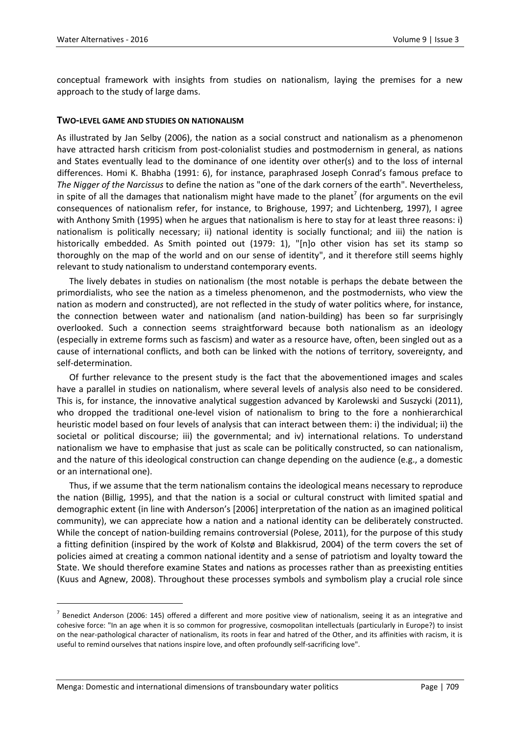conceptual framework with insights from studies on nationalism, laying the premises for a new approach to the study of large dams.

## TWO-LEVEL GAME AND STUDIES ON NATIONALISM

As illustrated by Jan Selby (2006), the nation as a social construct and nationalism as a phenomenon have attracted harsh criticism from post-colonialist studies and postmodernism in general, as nations and States eventually lead to the dominance of one identity over other(s) and to the loss of internal differences. Homi K. Bhabha (1991: 6), for instance, paraphrased Joseph Conrad's famous preface to *The Nigger of the Narcissus* to define the nation as "one of the dark corners of the earth". Nevertheless, in spite of all the damages that nationalism might have made to the planet[7] (for arguments on the evil consequences of nationalism refer, for instance, to Brighouse, 1997; and Lichtenberg, 1997), I agree with Anthony Smith (1995) when he argues that nationalism is here to stay for at least three reasons: i) nationalism is politically necessary; ii) national identity is socially functional; and iii) the nation is historically embedded. As Smith pointed out (1979: 1), "[n]o other vision has set its stamp so thoroughly on the map of the world and on our sense of identity", and it therefore still seems highly relevant to study nationalism to understand contemporary events.

The lively debates in studies on nationalism (the most notable is perhaps the debate between the primordialists, who see the nation as a timeless phenomenon, and the postmodernists, who view the nation as modern and constructed), are not reflected in the study of water politics where, for instance, the connection between water and nationalism (and nation-building) has been so far surprisingly overlooked. Such a connection seems straightforward because both nationalism as an ideology (especially in extreme forms such as fascism) and water as a resource have, often, been singled out as a cause of international conflicts, and both can be linked with the notions of territory, sovereignty, and self-determination.

Of further relevance to the present study is the fact that the abovementioned images and scales have a parallel in studies on nationalism, where several levels of analysis also need to be considered. This is, for instance, the innovative analytical suggestion advanced by Karolewski and Suszycki (2011), who dropped the traditional one-level vision of nationalism to bring to the fore a nonhierarchical heuristic model based on four levels of analysis that can interact between them: i) the individual; ii) the societal or political discourse; iii) the governmental; and iv) international relations. To understand nationalism we have to emphasise that just as scale can be politically constructed, so can nationalism, and the nature of this ideological construction can change depending on the audience (e.g., a domestic or an international one).

Thus, if we assume that the term nationalism contains the ideological means necessary to reproduce the nation (Billig, 1995), and that the nation is a social or cultural construct with limited spatial and demographic extent (in line with Anderson's [2006] interpretation of the nation as an imagined political community), we can appreciate how a nation and a national identity can be deliberately constructed. While the concept of nation-building remains controversial (Polese, 2011), for the purpose of this study a fitting definition (inspired by the work of Kolstø and Blakkisrud, 2004) of the term covers the set of policies aimed at creating a common national identity and a sense of patriotism and loyalty toward the State. We should therefore examine States and nations as processes rather than as preexisting entities (Kuus and Agnew, 2008). Throughout these processes symbols and symbolism play a crucial role since

[7] Benedict Anderson (2006: 145) offered a different and more positive view of nationalism, seeing it as an integrative and cohesive force: "In an age when it is so common for progressive, cosmopolitan intellectuals (particularly in Europe?) to insist on the near-pathological character of nationalism, its roots in fear and hatred of the Other, and its affinities with racism, it is useful to remind ourselves that nations inspire love, and often profoundly self-sacrificing love".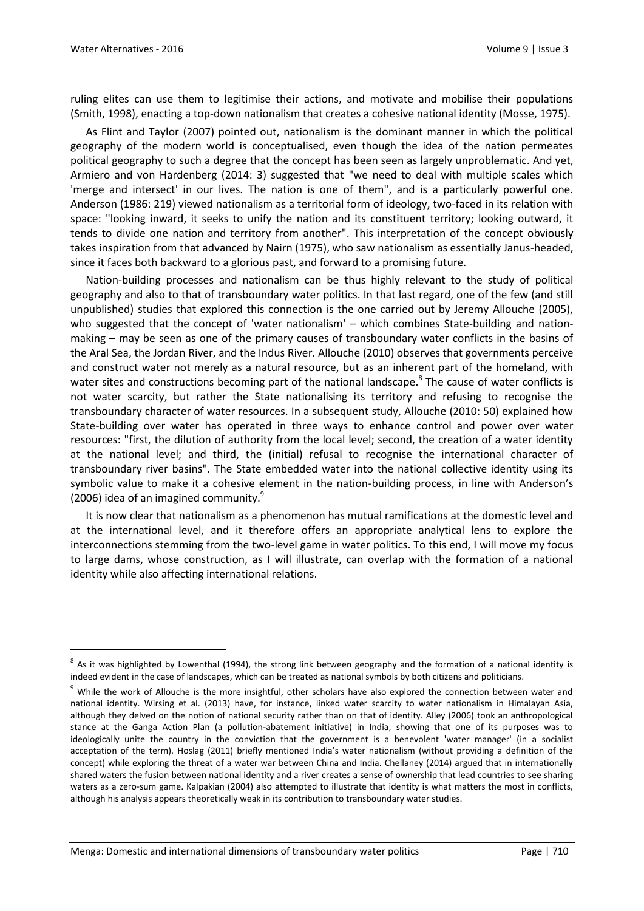ruling elites can use them to legitimise their actions, and motivate and mobilise their populations (Smith, 1998), enacting a top-down nationalism that creates a cohesive national identity (Mosse, 1975).

As Flint and Taylor (2007) pointed out, nationalism is the dominant manner in which the political geography of the modern world is conceptualised, even though the idea of the nation permeates political geography to such a degree that the concept has been seen as largely unproblematic. And yet, Armiero and von Hardenberg (2014: 3) suggested that "we need to deal with multiple scales which 'merge and intersect' in our lives. The nation is one of them", and is a particularly powerful one. Anderson (1986: 219) viewed nationalism as a territorial form of ideology, two-faced in its relation with space: "looking inward, it seeks to unify the nation and its constituent territory; looking outward, it tends to divide one nation and territory from another". This interpretation of the concept obviously takes inspiration from that advanced by Nairn (1975), who saw nationalism as essentially Janus-headed, since it faces both backward to a glorious past, and forward to a promising future.

Nation-building processes and nationalism can be thus highly relevant to the study of political geography and also to that of transboundary water politics. In that last regard, one of the few (and still unpublished) studies that explored this connection is the one carried out by Jeremy Allouche (2005), who suggested that the concept of 'water nationalism' – which combines State-building and nation-making – may be seen as one of the primary causes of transboundary water conflicts in the basins of the Aral Sea, the Jordan River, and the Indus River. Allouche (2010) observes that governments perceive and construct water not merely as a natural resource, but as an inherent part of the homeland, with water sites and constructions becoming part of the national landscape.[8] The cause of water conflicts is not water scarcity, but rather the State nationalising its territory and refusing to recognise the transboundary character of water resources. In a subsequent study, Allouche (2010: 50) explained how State-building over water has operated in three ways to enhance control and power over water resources: "first, the dilution of authority from the local level; second, the creation of a water identity at the national level; and third, the (initial) refusal to recognise the international character of transboundary river basins". The State embedded water into the national collective identity using its symbolic value to make it a cohesive element in the nation-building process, in line with Anderson's (2006) idea of an imagined community.[9]

It is now clear that nationalism as a phenomenon has mutual ramifications at the domestic level and at the international level, and it therefore offers an appropriate analytical lens to explore the interconnections stemming from the two-level game in water politics. To this end, I will move my focus to large dams, whose construction, as I will illustrate, can overlap with the formation of a national identity while also affecting international relations.

---

[8] As it was highlighted by Lowenthal (1994), the strong link between geography and the formation of a national identity is indeed evident in the case of landscapes, which can be treated as national symbols by both citizens and politicians.

[9] While the work of Allouche is the more insightful, other scholars have also explored the connection between water and national identity. Wirsing et al. (2013) have, for instance, linked water scarcity to water nationalism in Himalayan Asia, although they delved on the notion of national security rather than on that of identity. Alley (2006) took an anthropological stance at the Ganga Action Plan (a pollution-abatement initiative) in India, showing that one of its purposes was to ideologically unite the country in the conviction that the government is a benevolent 'water manager' (in a socialist acceptation of the term). Hoslag (2011) briefly mentioned India's water nationalism (without providing a definition of the concept) while exploring the threat of a water war between China and India. Chellaney (2014) argued that in internationally shared waters the fusion between national identity and a river creates a sense of ownership that lead countries to see sharing waters as a zero-sum game. Kalpakian (2004) also attempted to illustrate that identity is what matters the most in conflicts, although his analysis appears theoretically weak in its contribution to transboundary water studies.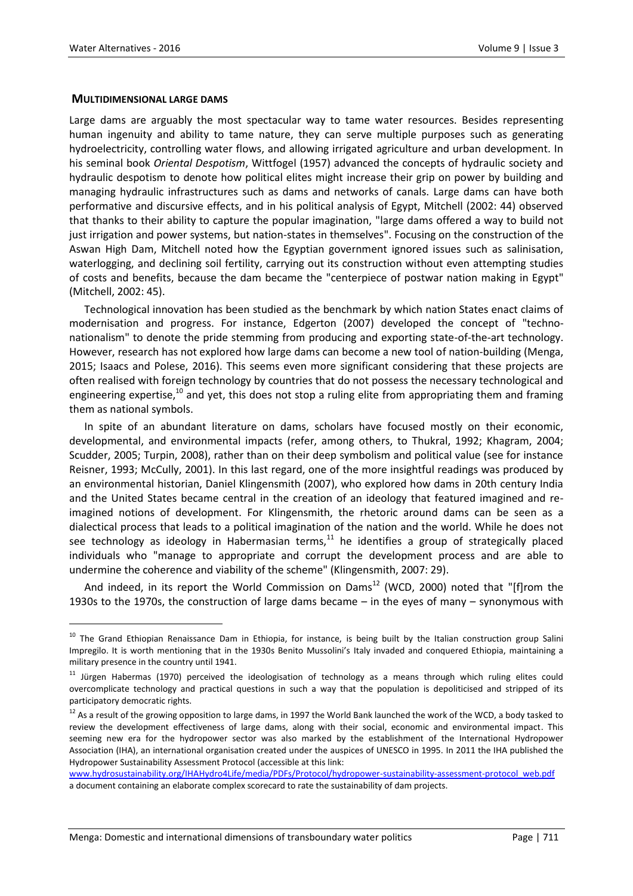## MULTIDIMENSIONAL LARGE DAMS

Large dams are arguably the most spectacular way to tame water resources. Besides representing human ingenuity and ability to tame nature, they can serve multiple purposes such as generating hydroelectricity, controlling water flows, and allowing irrigated agriculture and urban development. In his seminal book *Oriental Despotism*, Wittfogel (1957) advanced the concepts of hydraulic society and hydraulic despotism to denote how political elites might increase their grip on power by building and managing hydraulic infrastructures such as dams and networks of canals. Large dams can have both performative and discursive effects, and in his political analysis of Egypt, Mitchell (2002: 44) observed that thanks to their ability to capture the popular imagination, "large dams offered a way to build not just irrigation and power systems, but nation-states in themselves". Focusing on the construction of the Aswan High Dam, Mitchell noted how the Egyptian government ignored issues such as salinisation, waterlogging, and declining soil fertility, carrying out its construction without even attempting studies of costs and benefits, because the dam became the "centerpiece of postwar nation making in Egypt" (Mitchell, 2002: 45).

Technological innovation has been studied as the benchmark by which nation States enact claims of modernisation and progress. For instance, Edgerton (2007) developed the concept of "techno-nationalism" to denote the pride stemming from producing and exporting state-of-the-art technology. However, research has not explored how large dams can become a new tool of nation-building (Menga, 2015; Isaacs and Polese, 2016). This seems even more significant considering that these projects are often realised with foreign technology by countries that do not possess the necessary technological and engineering expertise,[10] and yet, this does not stop a ruling elite from appropriating them and framing them as national symbols.

In spite of an abundant literature on dams, scholars have focused mostly on their economic, developmental, and environmental impacts (refer, among others, to Thukral, 1992; Khagram, 2004; Scudder, 2005; Turpin, 2008), rather than on their deep symbolism and political value (see for instance Reisner, 1993; McCully, 2001). In this last regard, one of the more insightful readings was produced by an environmental historian, Daniel Klingensmith (2007), who explored how dams in 20th century India and the United States became central in the creation of an ideology that featured imagined and re-imagined notions of development. For Klingensmith, the rhetoric around dams can be seen as a dialectical process that leads to a political imagination of the nation and the world. While he does not see technology as ideology in Habermasian terms,[11] he identifies a group of strategically placed individuals who "manage to appropriate and corrupt the development process and are able to undermine the coherence and viability of the scheme" (Klingensmith, 2007: 29).

And indeed, in its report the World Commission on Dams[12] (WCD, 2000) noted that "[f]rom the 1930s to the 1970s, the construction of large dams became – in the eyes of many – synonymous with

---

[10] The Grand Ethiopian Renaissance Dam in Ethiopia, for instance, is being built by the Italian construction group Salini Impregilo. It is worth mentioning that in the 1930s Benito Mussolini's Italy invaded and conquered Ethiopia, maintaining a military presence in the country until 1941.

[11] Jürgen Habermas (1970) perceived the ideologisation of technology as a means through which ruling elites could overcomplicate technology and practical questions in such a way that the population is depoliticised and stripped of its participatory democratic rights.

[12] As a result of the growing opposition to large dams, in 1997 the World Bank launched the work of the WCD, a body tasked to review the development effectiveness of large dams, along with their social, economic and environmental impact. This seeming new era for the hydropower sector was also marked by the establishment of the International Hydropower Association (IHA), an international organisation created under the auspices of UNESCO in 1995. In 2011 the IHA published the Hydropower Sustainability Assessment Protocol (accessible at this link: www.hydrosustainability.org/IHAHydro4Life/media/PDFs/Protocol/hydropower-sustainability-assessment-protocol_web.pdf a document containing an elaborate complex scorecard to rate the sustainability of dam projects.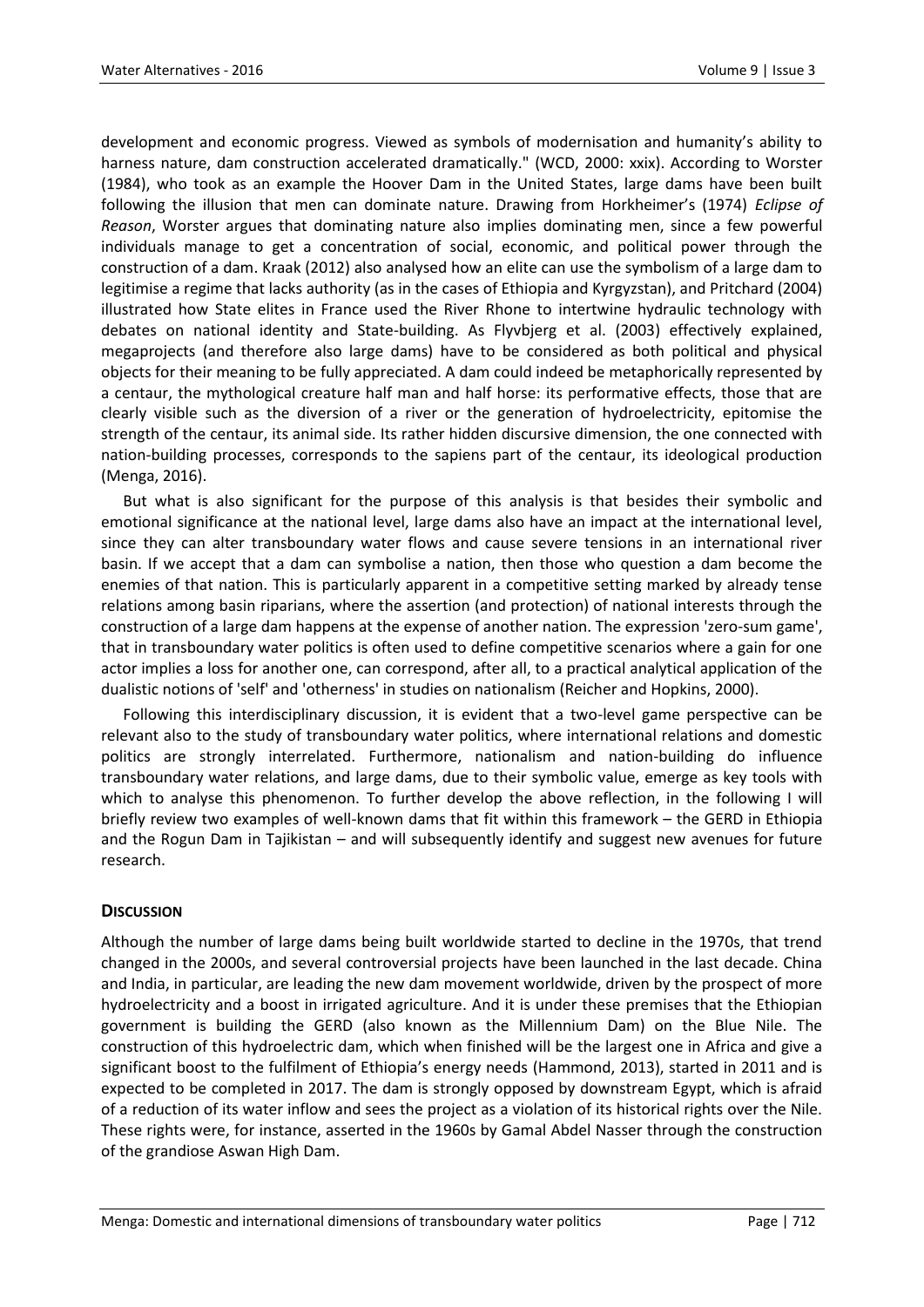development and economic progress. Viewed as symbols of modernisation and humanity's ability to harness nature, dam construction accelerated dramatically." (WCD, 2000: xxix). According to Worster (1984), who took as an example the Hoover Dam in the United States, large dams have been built following the illusion that men can dominate nature. Drawing from Horkheimer's (1974) *Eclipse of Reason*, Worster argues that dominating nature also implies dominating men, since a few powerful individuals manage to get a concentration of social, economic, and political power through the construction of a dam. Kraak (2012) also analysed how an elite can use the symbolism of a large dam to legitimise a regime that lacks authority (as in the cases of Ethiopia and Kyrgyzstan), and Pritchard (2004) illustrated how State elites in France used the River Rhone to intertwine hydraulic technology with debates on national identity and State-building. As Flyvbjerg et al. (2003) effectively explained, megaprojects (and therefore also large dams) have to be considered as both political and physical objects for their meaning to be fully appreciated. A dam could indeed be metaphorically represented by a centaur, the mythological creature half man and half horse: its performative effects, those that are clearly visible such as the diversion of a river or the generation of hydroelectricity, epitomise the strength of the centaur, its animal side. Its rather hidden discursive dimension, the one connected with nation-building processes, corresponds to the sapiens part of the centaur, its ideological production (Menga, 2016).

But what is also significant for the purpose of this analysis is that besides their symbolic and emotional significance at the national level, large dams also have an impact at the international level, since they can alter transboundary water flows and cause severe tensions in an international river basin. If we accept that a dam can symbolise a nation, then those who question a dam become the enemies of that nation. This is particularly apparent in a competitive setting marked by already tense relations among basin riparians, where the assertion (and protection) of national interests through the construction of a large dam happens at the expense of another nation. The expression 'zero-sum game', that in transboundary water politics is often used to define competitive scenarios where a gain for one actor implies a loss for another one, can correspond, after all, to a practical analytical application of the dualistic notions of 'self' and 'otherness' in studies on nationalism (Reicher and Hopkins, 2000).

Following this interdisciplinary discussion, it is evident that a two-level game perspective can be relevant also to the study of transboundary water politics, where international relations and domestic politics are strongly interrelated. Furthermore, nationalism and nation-building do influence transboundary water relations, and large dams, due to their symbolic value, emerge as key tools with which to analyse this phenomenon. To further develop the above reflection, in the following I will briefly review two examples of well-known dams that fit within this framework – the GERD in Ethiopia and the Rogun Dam in Tajikistan – and will subsequently identify and suggest new avenues for future research.

## Discussion

Although the number of large dams being built worldwide started to decline in the 1970s, that trend changed in the 2000s, and several controversial projects have been launched in the last decade. China and India, in particular, are leading the new dam movement worldwide, driven by the prospect of more hydroelectricity and a boost in irrigated agriculture. And it is under these premises that the Ethiopian government is building the GERD (also known as the Millennium Dam) on the Blue Nile. The construction of this hydroelectric dam, which when finished will be the largest one in Africa and give a significant boost to the fulfilment of Ethiopia's energy needs (Hammond, 2013), started in 2011 and is expected to be completed in 2017. The dam is strongly opposed by downstream Egypt, which is afraid of a reduction of its water inflow and sees the project as a violation of its historical rights over the Nile. These rights were, for instance, asserted in the 1960s by Gamal Abdel Nasser through the construction of the grandiose Aswan High Dam.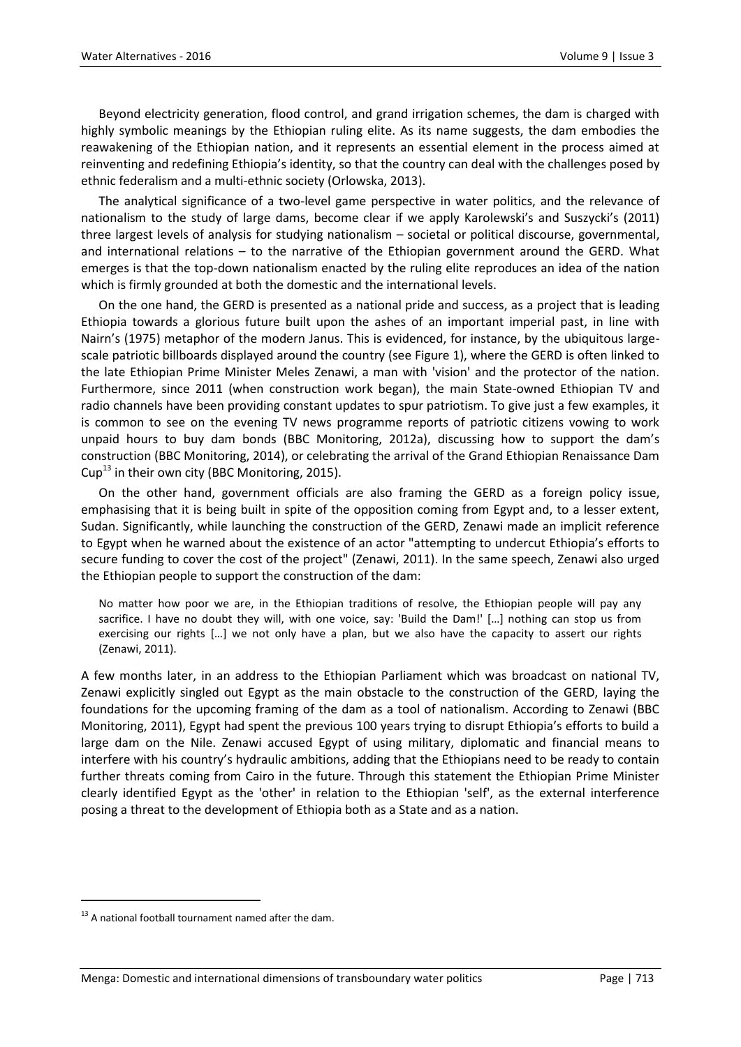Beyond electricity generation, flood control, and grand irrigation schemes, the dam is charged with highly symbolic meanings by the Ethiopian ruling elite. As its name suggests, the dam embodies the reawakening of the Ethiopian nation, and it represents an essential element in the process aimed at reinventing and redefining Ethiopia's identity, so that the country can deal with the challenges posed by ethnic federalism and a multi-ethnic society (Orlowska, 2013).

The analytical significance of a two-level game perspective in water politics, and the relevance of nationalism to the study of large dams, become clear if we apply Karolewski's and Suszycki's (2011) three largest levels of analysis for studying nationalism – societal or political discourse, governmental, and international relations – to the narrative of the Ethiopian government around the GERD. What emerges is that the top-down nationalism enacted by the ruling elite reproduces an idea of the nation which is firmly grounded at both the domestic and the international levels.

On the one hand, the GERD is presented as a national pride and success, as a project that is leading Ethiopia towards a glorious future built upon the ashes of an important imperial past, in line with Nairn's (1975) metaphor of the modern Janus. This is evidenced, for instance, by the ubiquitous large-scale patriotic billboards displayed around the country (see Figure 1), where the GERD is often linked to the late Ethiopian Prime Minister Meles Zenawi, a man with 'vision' and the protector of the nation. Furthermore, since 2011 (when construction work began), the main State-owned Ethiopian TV and radio channels have been providing constant updates to spur patriotism. To give just a few examples, it is common to see on the evening TV news programme reports of patriotic citizens vowing to work unpaid hours to buy dam bonds (BBC Monitoring, 2012a), discussing how to support the dam's construction (BBC Monitoring, 2014), or celebrating the arrival of the Grand Ethiopian Renaissance Dam Cup[13] in their own city (BBC Monitoring, 2015).

On the other hand, government officials are also framing the GERD as a foreign policy issue, emphasising that it is being built in spite of the opposition coming from Egypt and, to a lesser extent, Sudan. Significantly, while launching the construction of the GERD, Zenawi made an implicit reference to Egypt when he warned about the existence of an actor "attempting to undercut Ethiopia's efforts to secure funding to cover the cost of the project" (Zenawi, 2011). In the same speech, Zenawi also urged the Ethiopian people to support the construction of the dam:

> No matter how poor we are, in the Ethiopian traditions of resolve, the Ethiopian people will pay any sacrifice. I have no doubt they will, with one voice, say: 'Build the Dam!' […] nothing can stop us from exercising our rights […] we not only have a plan, but we also have the capacity to assert our rights (Zenawi, 2011).

A few months later, in an address to the Ethiopian Parliament which was broadcast on national TV, Zenawi explicitly singled out Egypt as the main obstacle to the construction of the GERD, laying the foundations for the upcoming framing of the dam as a tool of nationalism. According to Zenawi (BBC Monitoring, 2011), Egypt had spent the previous 100 years trying to disrupt Ethiopia's efforts to build a large dam on the Nile. Zenawi accused Egypt of using military, diplomatic and financial means to interfere with his country's hydraulic ambitions, adding that the Ethiopians need to be ready to contain further threats coming from Cairo in the future. Through this statement the Ethiopian Prime Minister clearly identified Egypt as the 'other' in relation to the Ethiopian 'self', as the external interference posing a threat to the development of Ethiopia both as a State and as a nation.

[13] A national football tournament named after the dam.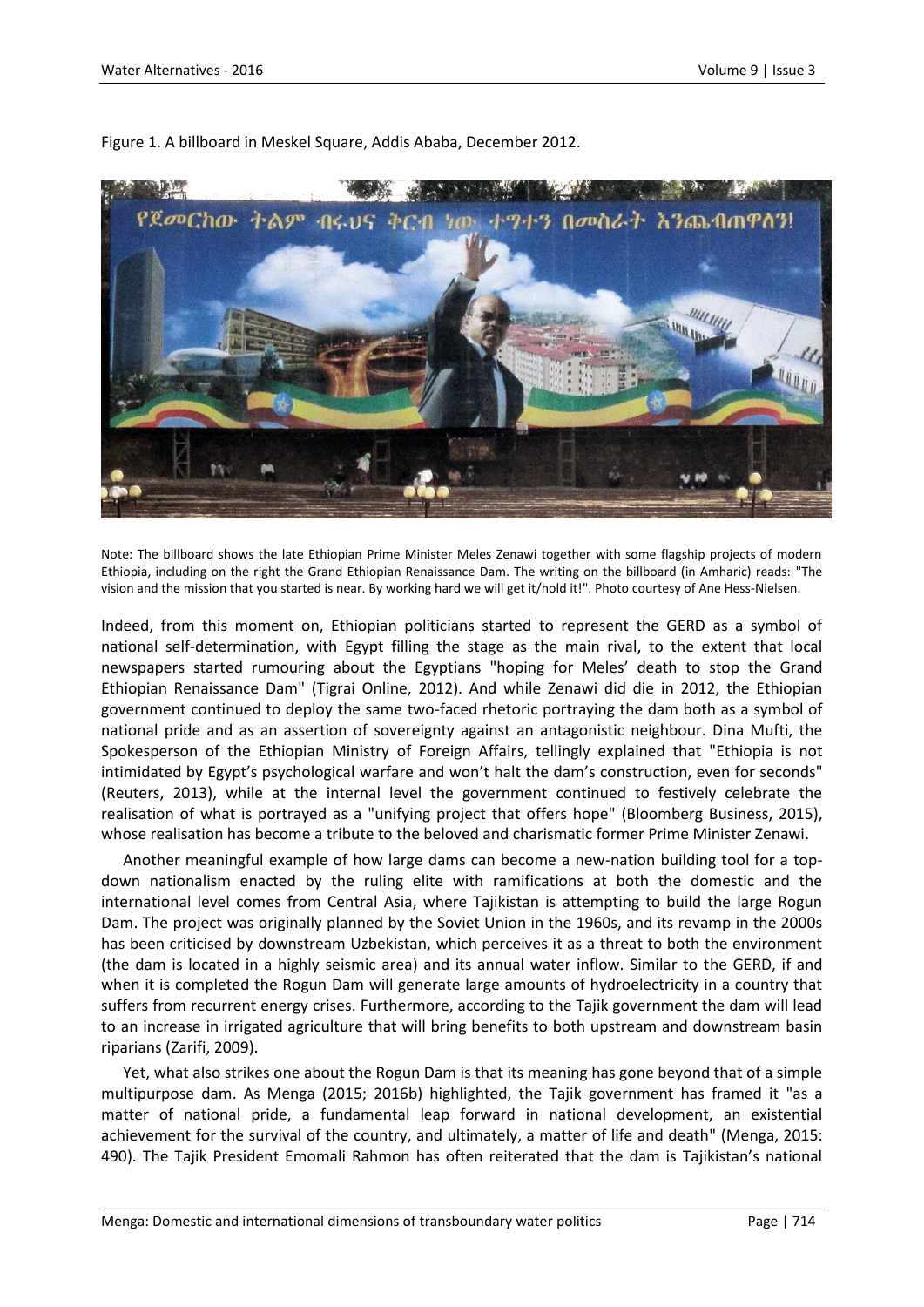Figure 1. A billboard in Meskel Square, Addis Ababa, December 2012.

Note: The billboard shows the late Ethiopian Prime Minister Meles Zenawi together with some flagship projects of modern Ethiopia, including on the right the Grand Ethiopian Renaissance Dam. The writing on the billboard (in Amharic) reads: "The vision and the mission that you started is near. By working hard we will get it/hold it!". Photo courtesy of Ane Hess-Nielsen.

Indeed, from this moment on, Ethiopian politicians started to represent the GERD as a symbol of national self-determination, with Egypt filling the stage as the main rival, to the extent that local newspapers started rumouring about the Egyptians "hoping for Meles' death to stop the Grand Ethiopian Renaissance Dam" (Tigrai Online, 2012). And while Zenawi did die in 2012, the Ethiopian government continued to deploy the same two-faced rhetoric portraying the dam both as a symbol of national pride and as an assertion of sovereignty against an antagonistic neighbour. Dina Mufti, the Spokesperson of the Ethiopian Ministry of Foreign Affairs, tellingly explained that "Ethiopia is not intimidated by Egypt's psychological warfare and won't halt the dam's construction, even for seconds" (Reuters, 2013), while at the internal level the government continued to festively celebrate the realisation of what is portrayed as a "unifying project that offers hope" (Bloomberg Business, 2015), whose realisation has become a tribute to the beloved and charismatic former Prime Minister Zenawi.

Another meaningful example of how large dams can become a new-nation building tool for a top-down nationalism enacted by the ruling elite with ramifications at both the domestic and the international level comes from Central Asia, where Tajikistan is attempting to build the large Rogun Dam. The project was originally planned by the Soviet Union in the 1960s, and its revamp in the 2000s has been criticised by downstream Uzbekistan, which perceives it as a threat to both the environment (the dam is located in a highly seismic area) and its annual water inflow. Similar to the GERD, if and when it is completed the Rogun Dam will generate large amounts of hydroelectricity in a country that suffers from recurrent energy crises. Furthermore, according to the Tajik government the dam will lead to an increase in irrigated agriculture that will bring benefits to both upstream and downstream basin riparians (Zarifi, 2009).

Yet, what also strikes one about the Rogun Dam is that its meaning has gone beyond that of a simple multipurpose dam. As Menga (2015; 2016b) highlighted, the Tajik government has framed it "as a matter of national pride, a fundamental leap forward in national development, an existential achievement for the survival of the country, and ultimately, a matter of life and death" (Menga, 2015: 490). The Tajik President Emomali Rahmon has often reiterated that the dam is Tajikistan's national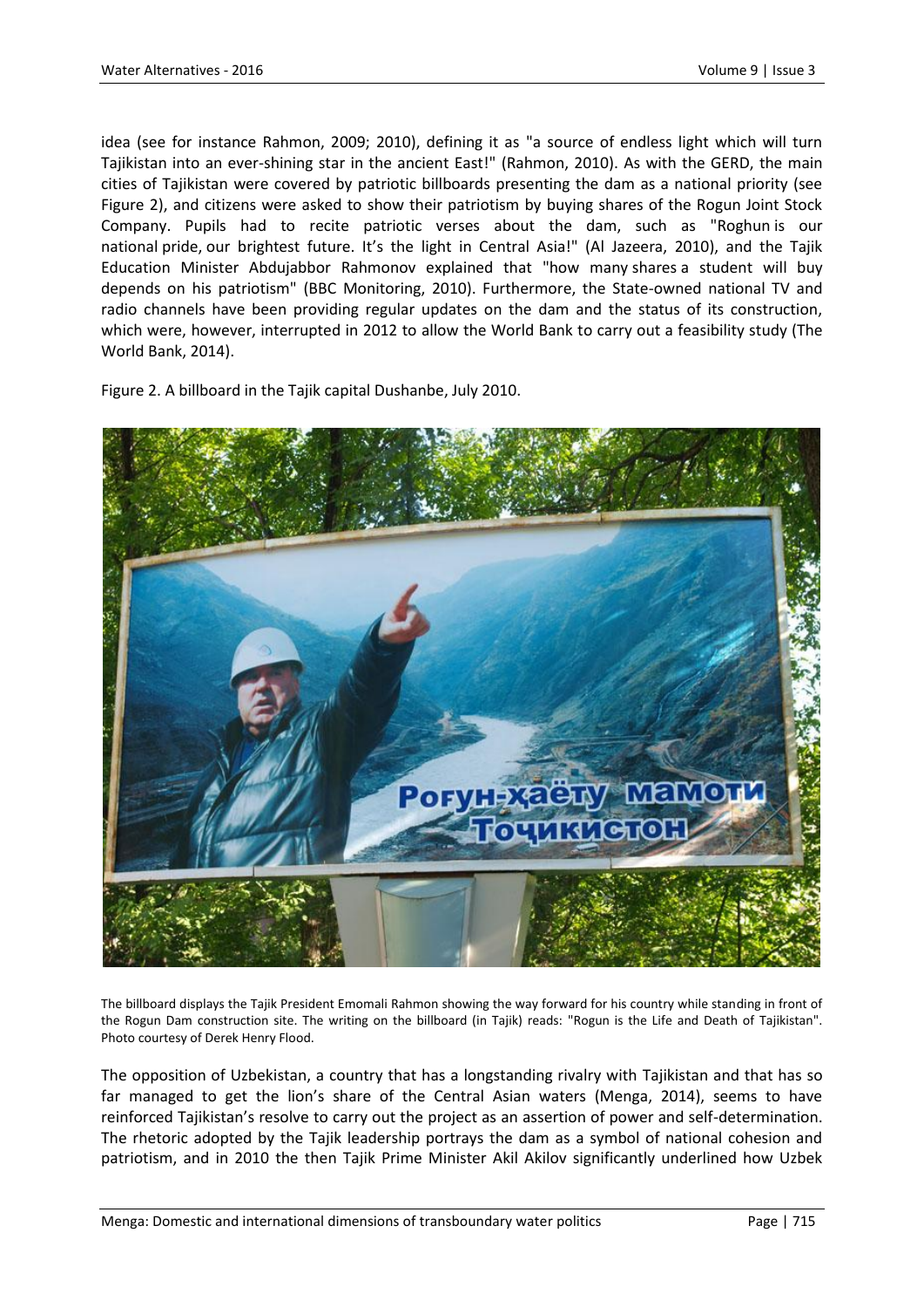idea (see for instance Rahmon, 2009; 2010), defining it as "a source of endless light which will turn Tajikistan into an ever-shining star in the ancient East!" (Rahmon, 2010). As with the GERD, the main cities of Tajikistan were covered by patriotic billboards presenting the dam as a national priority (see Figure 2), and citizens were asked to show their patriotism by buying shares of the Rogun Joint Stock Company. Pupils had to recite patriotic verses about the dam, such as "Roghun is our national pride, our brightest future. It's the light in Central Asia!" (Al Jazeera, 2010), and the Tajik Education Minister Abdujabbor Rahmonov explained that "how many shares a student will buy depends on his patriotism" (BBC Monitoring, 2010). Furthermore, the State-owned national TV and radio channels have been providing regular updates on the dam and the status of its construction, which were, however, interrupted in 2012 to allow the World Bank to carry out a feasibility study (The World Bank, 2014).

Figure 2. A billboard in the Tajik capital Dushanbe, July 2010.

The billboard displays the Tajik President Emomali Rahmon showing the way forward for his country while standing in front of the Rogun Dam construction site. The writing on the billboard (in Tajik) reads: "Rogun is the Life and Death of Tajikistan". Photo courtesy of Derek Henry Flood.

The opposition of Uzbekistan, a country that has a longstanding rivalry with Tajikistan and that has so far managed to get the lion's share of the Central Asian waters (Menga, 2014), seems to have reinforced Tajikistan's resolve to carry out the project as an assertion of power and self-determination. The rhetoric adopted by the Tajik leadership portrays the dam as a symbol of national cohesion and patriotism, and in 2010 the then Tajik Prime Minister Akil Akilov significantly underlined how Uzbek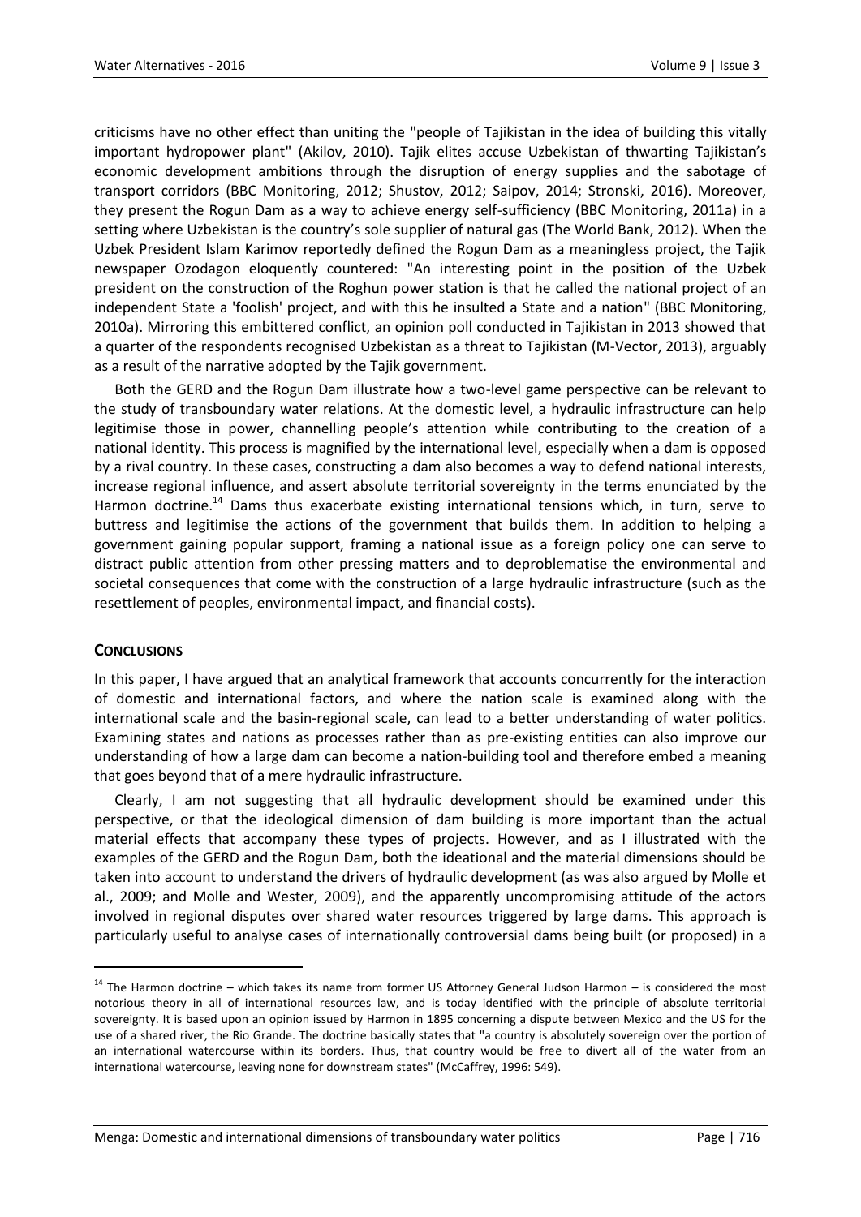criticisms have no other effect than uniting the "people of Tajikistan in the idea of building this vitally important hydropower plant" (Akilov, 2010). Tajik elites accuse Uzbekistan of thwarting Tajikistan's economic development ambitions through the disruption of energy supplies and the sabotage of transport corridors (BBC Monitoring, 2012; Shustov, 2012; Saipov, 2014; Stronski, 2016). Moreover, they present the Rogun Dam as a way to achieve energy self-sufficiency (BBC Monitoring, 2011a) in a setting where Uzbekistan is the country's sole supplier of natural gas (The World Bank, 2012). When the Uzbek President Islam Karimov reportedly defined the Rogun Dam as a meaningless project, the Tajik newspaper Ozodagon eloquently countered: "An interesting point in the position of the Uzbek president on the construction of the Roghun power station is that he called the national project of an independent State a 'foolish' project, and with this he insulted a State and a nation" (BBC Monitoring, 2010a). Mirroring this embittered conflict, an opinion poll conducted in Tajikistan in 2013 showed that a quarter of the respondents recognised Uzbekistan as a threat to Tajikistan (M-Vector, 2013), arguably as a result of the narrative adopted by the Tajik government.

Both the GERD and the Rogun Dam illustrate how a two-level game perspective can be relevant to the study of transboundary water relations. At the domestic level, a hydraulic infrastructure can help legitimise those in power, channelling people's attention while contributing to the creation of a national identity. This process is magnified by the international level, especially when a dam is opposed by a rival country. In these cases, constructing a dam also becomes a way to defend national interests, increase regional influence, and assert absolute territorial sovereignty in the terms enunciated by the Harmon doctrine.[14] Dams thus exacerbate existing international tensions which, in turn, serve to buttress and legitimise the actions of the government that builds them. In addition to helping a government gaining popular support, framing a national issue as a foreign policy one can serve to distract public attention from other pressing matters and to deproblematise the environmental and societal consequences that come with the construction of a large hydraulic infrastructure (such as the resettlement of peoples, environmental impact, and financial costs).

## CONCLUSIONS

In this paper, I have argued that an analytical framework that accounts concurrently for the interaction of domestic and international factors, and where the nation scale is examined along with the international scale and the basin-regional scale, can lead to a better understanding of water politics. Examining states and nations as processes rather than as pre-existing entities can also improve our understanding of how a large dam can become a nation-building tool and therefore embed a meaning that goes beyond that of a mere hydraulic infrastructure.

Clearly, I am not suggesting that all hydraulic development should be examined under this perspective, or that the ideological dimension of dam building is more important than the actual material effects that accompany these types of projects. However, and as I illustrated with the examples of the GERD and the Rogun Dam, both the ideational and the material dimensions should be taken into account to understand the drivers of hydraulic development (as was also argued by Molle et al., 2009; and Molle and Wester, 2009), and the apparently uncompromising attitude of the actors involved in regional disputes over shared water resources triggered by large dams. This approach is particularly useful to analyse cases of internationally controversial dams being built (or proposed) in a

---

[14] The Harmon doctrine – which takes its name from former US Attorney General Judson Harmon – is considered the most notorious theory in all of international resources law, and is today identified with the principle of absolute territorial sovereignty. It is based upon an opinion issued by Harmon in 1895 concerning a dispute between Mexico and the US for the use of a shared river, the Rio Grande. The doctrine basically states that "a country is absolutely sovereign over the portion of an international watercourse within its borders. Thus, that country would be free to divert all of the water from an international watercourse, leaving none for downstream states" (McCaffrey, 1996: 549).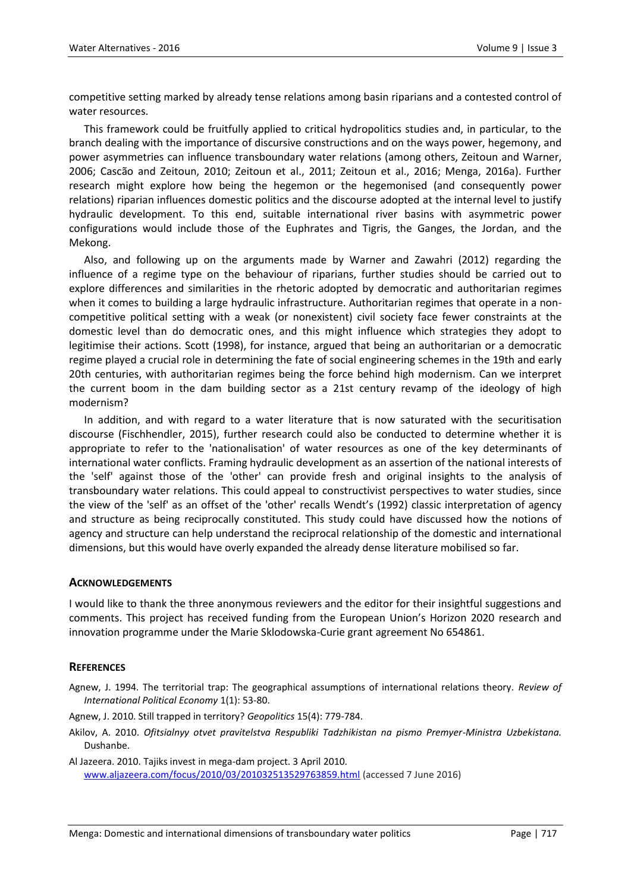competitive setting marked by already tense relations among basin riparians and a contested control of water resources.

This framework could be fruitfully applied to critical hydropolitics studies and, in particular, to the branch dealing with the importance of discursive constructions and on the ways power, hegemony, and power asymmetries can influence transboundary water relations (among others, Zeitoun and Warner, 2006; Cascão and Zeitoun, 2010; Zeitoun et al., 2011; Zeitoun et al., 2016; Menga, 2016a). Further research might explore how being the hegemon or the hegemonised (and consequently power relations) riparian influences domestic politics and the discourse adopted at the internal level to justify hydraulic development. To this end, suitable international river basins with asymmetric power configurations would include those of the Euphrates and Tigris, the Ganges, the Jordan, and the Mekong.

Also, and following up on the arguments made by Warner and Zawahri (2012) regarding the influence of a regime type on the behaviour of riparians, further studies should be carried out to explore differences and similarities in the rhetoric adopted by democratic and authoritarian regimes when it comes to building a large hydraulic infrastructure. Authoritarian regimes that operate in a non-competitive political setting with a weak (or nonexistent) civil society face fewer constraints at the domestic level than do democratic ones, and this might influence which strategies they adopt to legitimise their actions. Scott (1998), for instance, argued that being an authoritarian or a democratic regime played a crucial role in determining the fate of social engineering schemes in the 19th and early 20th centuries, with authoritarian regimes being the force behind high modernism. Can we interpret the current boom in the dam building sector as a 21st century revamp of the ideology of high modernism?

In addition, and with regard to a water literature that is now saturated with the securitisation discourse (Fischhendler, 2015), further research could also be conducted to determine whether it is appropriate to refer to the 'nationalisation' of water resources as one of the key determinants of international water conflicts. Framing hydraulic development as an assertion of the national interests of the 'self' against those of the 'other' can provide fresh and original insights to the analysis of transboundary water relations. This could appeal to constructivist perspectives to water studies, since the view of the 'self' as an offset of the 'other' recalls Wendt's (1992) classic interpretation of agency and structure as being reciprocally constituted. This study could have discussed how the notions of agency and structure can help understand the reciprocal relationship of the domestic and international dimensions, but this would have overly expanded the already dense literature mobilised so far.

## ACKNOWLEDGEMENTS

I would like to thank the three anonymous reviewers and the editor for their insightful suggestions and comments. This project has received funding from the European Union's Horizon 2020 research and innovation programme under the Marie Sklodowska-Curie grant agreement No 654861.

## REFERENCES

Agnew, J. 1994. The territorial trap: The geographical assumptions of international relations theory. *Review of International Political Economy* 1(1): 53-80.

Agnew, J. 2010. Still trapped in territory? *Geopolitics* 15(4): 779-784.

Akilov, A. 2010. *Ofitsialnyy otvet pravitelstva Respubliki Tadzhikistan na pismo Premyer-Ministra Uzbekistana.* Dushanbe.

Al Jazeera. 2010. Tajiks invest in mega-dam project. 3 April 2010. www.aljazeera.com/focus/2010/03/201032513529763859.html (accessed 7 June 2016)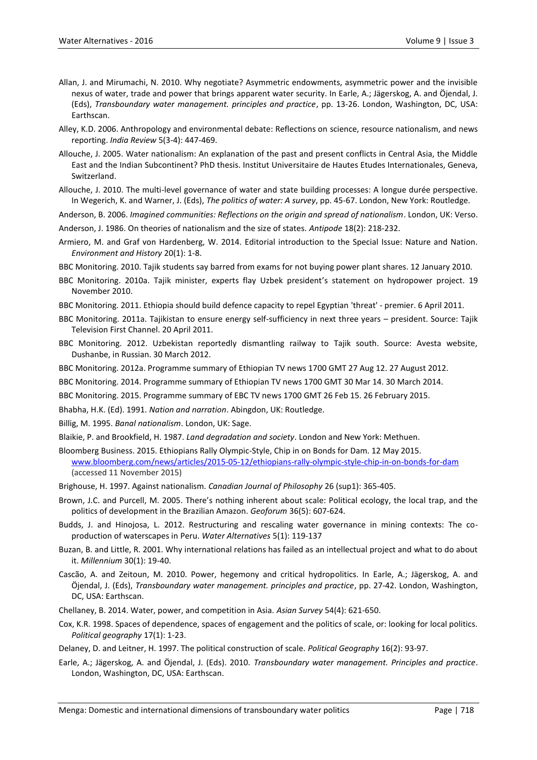Allan, J. and Mirumachi, N. 2010. Why negotiate? Asymmetric endowments, asymmetric power and the invisible nexus of water, trade and power that brings apparent water security. In Earle, A.; Jägerskog, A. and Öjendal, J. (Eds), *Transboundary water management. principles and practice*, pp. 13-26. London, Washington, DC, USA: Earthscan.

Alley, K.D. 2006. Anthropology and environmental debate: Reflections on science, resource nationalism, and news reporting. *India Review* 5(3-4): 447-469.

Allouche, J. 2005. Water nationalism: An explanation of the past and present conflicts in Central Asia, the Middle East and the Indian Subcontinent? PhD thesis. Institut Universitaire de Hautes Etudes Internationales, Geneva, Switzerland.

Allouche, J. 2010. The multi-level governance of water and state building processes: A longue durée perspective. In Wegerich, K. and Warner, J. (Eds), *The politics of water: A survey*, pp. 45-67. London, New York: Routledge.

Anderson, B. 2006. *Imagined communities: Reflections on the origin and spread of nationalism*. London, UK: Verso.

Anderson, J. 1986. On theories of nationalism and the size of states. *Antipode* 18(2): 218-232.

Armiero, M. and Graf von Hardenberg, W. 2014. Editorial introduction to the Special Issue: Nature and Nation. *Environment and History* 20(1): 1-8.

BBC Monitoring. 2010. Tajik students say barred from exams for not buying power plant shares. 12 January 2010.

BBC Monitoring. 2010a. Tajik minister, experts flay Uzbek president's statement on hydropower project. 19 November 2010.

BBC Monitoring. 2011. Ethiopia should build defence capacity to repel Egyptian 'threat' - premier. 6 April 2011.

BBC Monitoring. 2011a. Tajikistan to ensure energy self-sufficiency in next three years – president. Source: Tajik Television First Channel. 20 April 2011.

BBC Monitoring. 2012. Uzbekistan reportedly dismantling railway to Tajik south. Source: Avesta website, Dushanbe, in Russian. 30 March 2012.

BBC Monitoring. 2012a. Programme summary of Ethiopian TV news 1700 GMT 27 Aug 12. 27 August 2012.

BBC Monitoring. 2014. Programme summary of Ethiopian TV news 1700 GMT 30 Mar 14. 30 March 2014.

BBC Monitoring. 2015. Programme summary of EBC TV news 1700 GMT 26 Feb 15. 26 February 2015.

Bhabha, H.K. (Ed). 1991. *Nation and narration*. Abingdon, UK: Routledge.

Billig, M. 1995. *Banal nationalism*. London, UK: Sage.

Blaikie, P. and Brookfield, H. 1987. *Land degradation and society*. London and New York: Methuen.

Bloomberg Business. 2015. Ethiopians Rally Olympic-Style, Chip in on Bonds for Dam. 12 May 2015. www.bloomberg.com/news/articles/2015-05-12/ethiopians-rally-olympic-style-chip-in-on-bonds-for-dam (accessed 11 November 2015)

Brighouse, H. 1997. Against nationalism. *Canadian Journal of Philosophy* 26 (sup1): 365-405.

Brown, J.C. and Purcell, M. 2005. There's nothing inherent about scale: Political ecology, the local trap, and the politics of development in the Brazilian Amazon. *Geoforum* 36(5): 607-624.

Budds, J. and Hinojosa, L. 2012. Restructuring and rescaling water governance in mining contexts: The co-production of waterscapes in Peru. *Water Alternatives* 5(1): 119-137

Buzan, B. and Little, R. 2001. Why international relations has failed as an intellectual project and what to do about it. *Millennium* 30(1): 19-40.

Cascão, A. and Zeitoun, M. 2010. Power, hegemony and critical hydropolitics. In Earle, A.; Jägerskog, A. and Öjendal, J. (Eds), *Transboundary water management. principles and practice*, pp. 27-42. London, Washington, DC, USA: Earthscan.

Chellaney, B. 2014. Water, power, and competition in Asia. *Asian Survey* 54(4): 621-650.

Cox, K.R. 1998. Spaces of dependence, spaces of engagement and the politics of scale, or: looking for local politics. *Political geography* 17(1): 1-23.

Delaney, D. and Leitner, H. 1997. The political construction of scale. *Political Geography* 16(2): 93-97.

Earle, A.; Jägerskog, A. and Öjendal, J. (Eds). 2010. *Transboundary water management. Principles and practice*. London, Washington, DC, USA: Earthscan.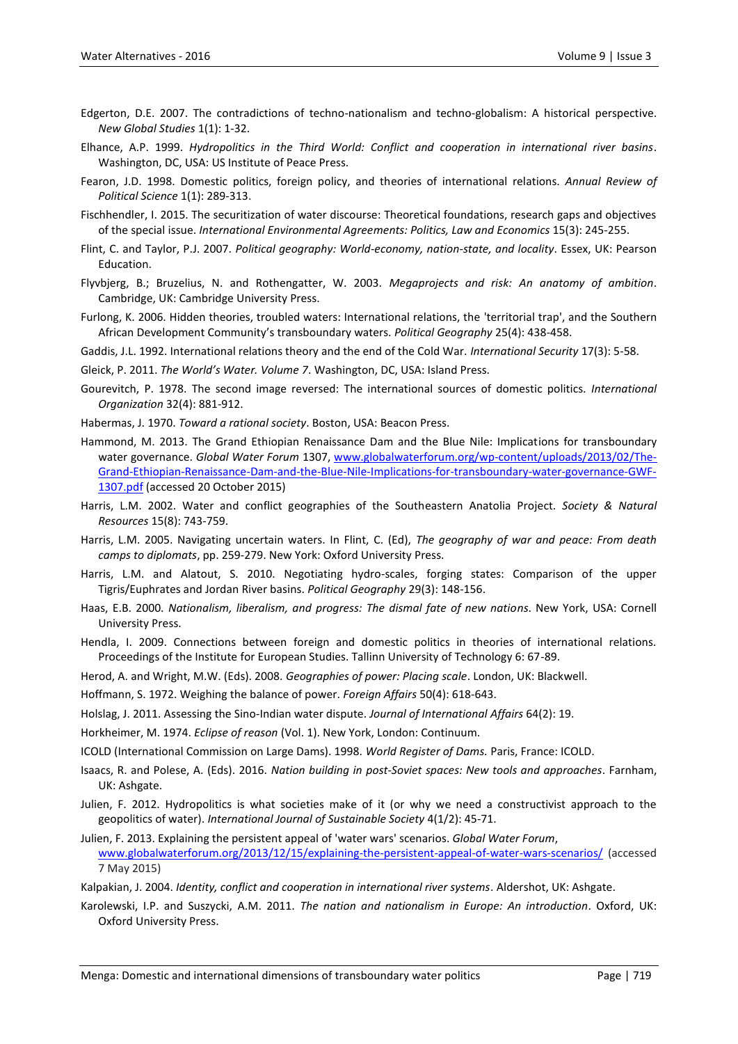Edgerton, D.E. 2007. The contradictions of techno-nationalism and techno-globalism: A historical perspective. *New Global Studies* 1(1): 1-32.

Elhance, A.P. 1999. *Hydropolitics in the Third World: Conflict and cooperation in international river basins*. Washington, DC, USA: US Institute of Peace Press.

Fearon, J.D. 1998. Domestic politics, foreign policy, and theories of international relations. *Annual Review of Political Science* 1(1): 289-313.

Fischhendler, I. 2015. The securitization of water discourse: Theoretical foundations, research gaps and objectives of the special issue. *International Environmental Agreements: Politics, Law and Economics* 15(3): 245-255.

Flint, C. and Taylor, P.J. 2007. *Political geography: World-economy, nation-state, and locality*. Essex, UK: Pearson Education.

Flyvbjerg, B.; Bruzelius, N. and Rothengatter, W. 2003. *Megaprojects and risk: An anatomy of ambition*. Cambridge, UK: Cambridge University Press.

Furlong, K. 2006. Hidden theories, troubled waters: International relations, the 'territorial trap', and the Southern African Development Community's transboundary waters. *Political Geography* 25(4): 438-458.

Gaddis, J.L. 1992. International relations theory and the end of the Cold War. *International Security* 17(3): 5-58.

Gleick, P. 2011. *The World's Water. Volume 7*. Washington, DC, USA: Island Press.

Gourevitch, P. 1978. The second image reversed: The international sources of domestic politics. *International Organization* 32(4): 881-912.

Habermas, J. 1970. *Toward a rational society*. Boston, USA: Beacon Press.

Hammond, M. 2013. The Grand Ethiopian Renaissance Dam and the Blue Nile: Implications for transboundary water governance. *Global Water Forum* 1307, www.globalwaterforum.org/wp-content/uploads/2013/02/The-Grand-Ethiopian-Renaissance-Dam-and-the-Blue-Nile-Implications-for-transboundary-water-governance-GWF-1307.pdf (accessed 20 October 2015)

Harris, L.M. 2002. Water and conflict geographies of the Southeastern Anatolia Project. *Society & Natural Resources* 15(8): 743-759.

Harris, L.M. 2005. Navigating uncertain waters. In Flint, C. (Ed), *The geography of war and peace: From death camps to diplomats*, pp. 259-279. New York: Oxford University Press.

Harris, L.M. and Alatout, S. 2010. Negotiating hydro-scales, forging states: Comparison of the upper Tigris/Euphrates and Jordan River basins. *Political Geography* 29(3): 148-156.

Haas, E.B. 2000. *Nationalism, liberalism, and progress: The dismal fate of new nations*. New York, USA: Cornell University Press.

Hendla, I. 2009. Connections between foreign and domestic politics in theories of international relations. Proceedings of the Institute for European Studies. Tallinn University of Technology 6: 67-89.

Herod, A. and Wright, M.W. (Eds). 2008. *Geographies of power: Placing scale*. London, UK: Blackwell.

Hoffmann, S. 1972. Weighing the balance of power. *Foreign Affairs* 50(4): 618-643.

Holslag, J. 2011. Assessing the Sino-Indian water dispute. *Journal of International Affairs* 64(2): 19.

Horkheimer, M. 1974. *Eclipse of reason* (Vol. 1). New York, London: Continuum.

ICOLD (International Commission on Large Dams). 1998. *World Register of Dams.* Paris, France: ICOLD.

Isaacs, R. and Polese, A. (Eds). 2016. *Nation building in post-Soviet spaces: New tools and approaches*. Farnham, UK: Ashgate.

Julien, F. 2012. Hydropolitics is what societies make of it (or why we need a constructivist approach to the geopolitics of water). *International Journal of Sustainable Society* 4(1/2): 45-71.

Julien, F. 2013. Explaining the persistent appeal of 'water wars' scenarios. *Global Water Forum*, www.globalwaterforum.org/2013/12/15/explaining-the-persistent-appeal-of-water-wars-scenarios/ (accessed 7 May 2015)

Kalpakian, J. 2004. *Identity, conflict and cooperation in international river systems*. Aldershot, UK: Ashgate.

Karolewski, I.P. and Suszycki, A.M. 2011. *The nation and nationalism in Europe: An introduction*. Oxford, UK: Oxford University Press.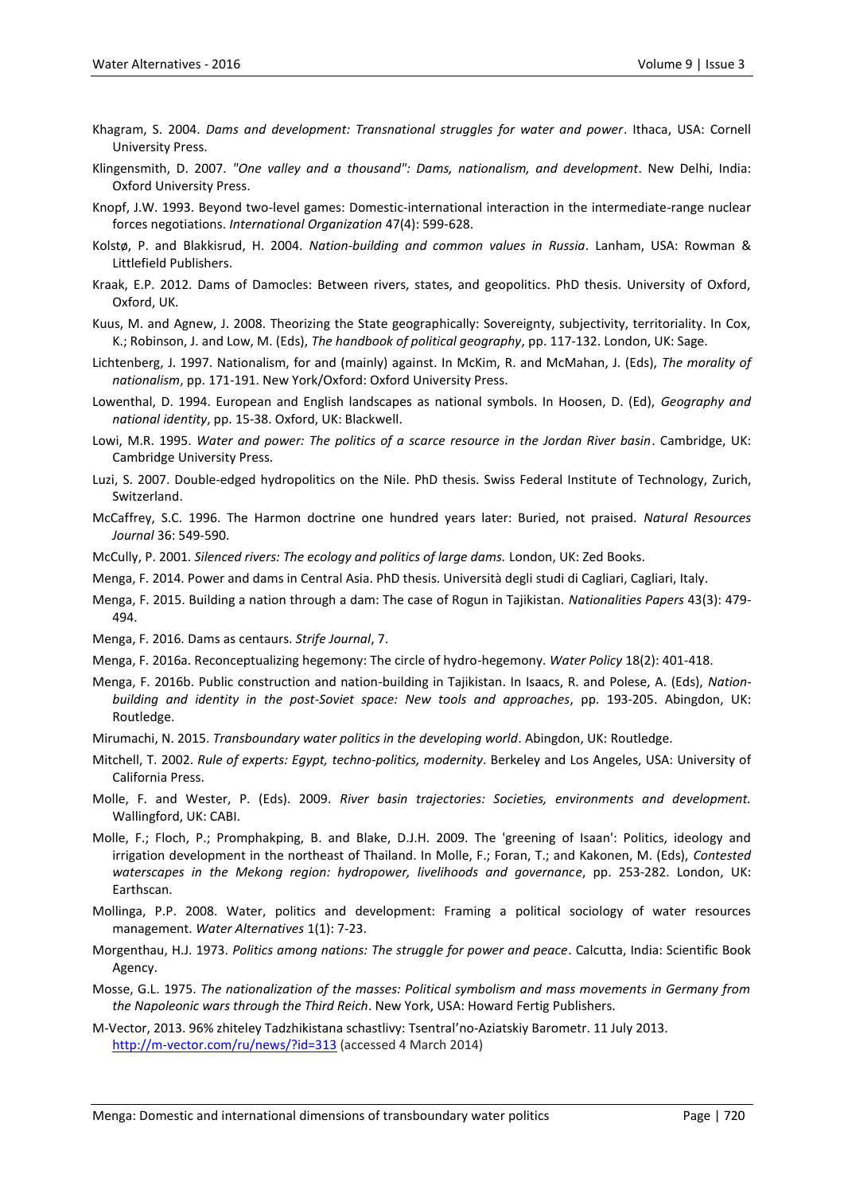Khagram, S. 2004. *Dams and development: Transnational struggles for water and power*. Ithaca, USA: Cornell University Press.

Klingensmith, D. 2007. *"One valley and a thousand": Dams, nationalism, and development*. New Delhi, India: Oxford University Press.

Knopf, J.W. 1993. Beyond two-level games: Domestic-international interaction in the intermediate-range nuclear forces negotiations. *International Organization* 47(4): 599-628.

Kolstø, P. and Blakkisrud, H. 2004. *Nation-building and common values in Russia*. Lanham, USA: Rowman & Littlefield Publishers.

Kraak, E.P. 2012. Dams of Damocles: Between rivers, states, and geopolitics. PhD thesis. University of Oxford, Oxford, UK.

Kuus, M. and Agnew, J. 2008. Theorizing the State geographically: Sovereignty, subjectivity, territoriality. In Cox, K.; Robinson, J. and Low, M. (Eds), *The handbook of political geography*, pp. 117-132. London, UK: Sage.

Lichtenberg, J. 1997. Nationalism, for and (mainly) against. In McKim, R. and McMahan, J. (Eds), *The morality of nationalism*, pp. 171-191. New York/Oxford: Oxford University Press.

Lowenthal, D. 1994. European and English landscapes as national symbols. In Hoosen, D. (Ed), *Geography and national identity*, pp. 15-38. Oxford, UK: Blackwell.

Lowi, M.R. 1995. *Water and power: The politics of a scarce resource in the Jordan River basin*. Cambridge, UK: Cambridge University Press.

Luzi, S. 2007. Double-edged hydropolitics on the Nile. PhD thesis. Swiss Federal Institute of Technology, Zurich, Switzerland.

McCaffrey, S.C. 1996. The Harmon doctrine one hundred years later: Buried, not praised. *Natural Resources Journal* 36: 549-590.

McCully, P. 2001. *Silenced rivers: The ecology and politics of large dams.* London, UK: Zed Books.

Menga, F. 2014. Power and dams in Central Asia. PhD thesis. Università degli studi di Cagliari, Cagliari, Italy.

Menga, F. 2015. Building a nation through a dam: The case of Rogun in Tajikistan. *Nationalities Papers* 43(3): 479-494.

Menga, F. 2016. Dams as centaurs. *Strife Journal*, 7.

Menga, F. 2016a. Reconceptualizing hegemony: The circle of hydro-hegemony. *Water Policy* 18(2): 401-418.

Menga, F. 2016b. Public construction and nation-building in Tajikistan. In Isaacs, R. and Polese, A. (Eds), *Nation-building and identity in the post-Soviet space: New tools and approaches*, pp. 193-205. Abingdon, UK: Routledge.

Mirumachi, N. 2015. *Transboundary water politics in the developing world*. Abingdon, UK: Routledge.

Mitchell, T. 2002. *Rule of experts: Egypt, techno-politics, modernity*. Berkeley and Los Angeles, USA: University of California Press.

Molle, F. and Wester, P. (Eds). 2009. *River basin trajectories: Societies, environments and development.* Wallingford, UK: CABI.

Molle, F.; Floch, P.; Promphakping, B. and Blake, D.J.H. 2009. The 'greening of Isaan': Politics, ideology and irrigation development in the northeast of Thailand. In Molle, F.; Foran, T.; and Kakonen, M. (Eds), *Contested waterscapes in the Mekong region: hydropower, livelihoods and governance*, pp. 253-282. London, UK: Earthscan.

Mollinga, P.P. 2008. Water, politics and development: Framing a political sociology of water resources management. *Water Alternatives* 1(1): 7-23.

Morgenthau, H.J. 1973. *Politics among nations: The struggle for power and peace*. Calcutta, India: Scientific Book Agency.

Mosse, G.L. 1975. *The nationalization of the masses: Political symbolism and mass movements in Germany from the Napoleonic wars through the Third Reich*. New York, USA: Howard Fertig Publishers.

M-Vector, 2013. 96% zhiteley Tadzhikistana schastlivy: Tsentral'no-Aziatskiy Barometr. 11 July 2013. http://m-vector.com/ru/news/?id=313 (accessed 4 March 2014)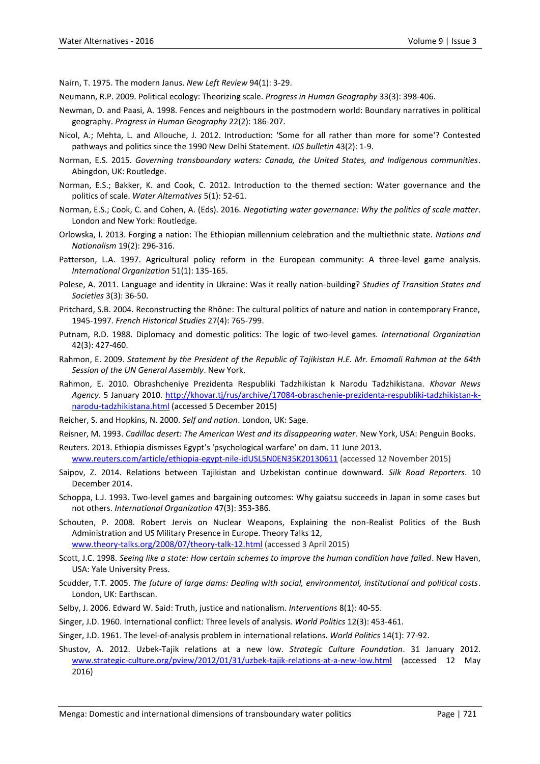Nairn, T. 1975. The modern Janus. *New Left Review* 94(1): 3-29.

Neumann, R.P. 2009. Political ecology: Theorizing scale. *Progress in Human Geography* 33(3): 398-406.

Newman, D. and Paasi, A. 1998. Fences and neighbours in the postmodern world: Boundary narratives in political geography. *Progress in Human Geography* 22(2): 186-207.

Nicol, A.; Mehta, L. and Allouche, J. 2012. Introduction: 'Some for all rather than more for some'? Contested pathways and politics since the 1990 New Delhi Statement. *IDS bulletin* 43(2): 1-9.

Norman, E.S. 2015. *Governing transboundary waters: Canada, the United States, and Indigenous communities*. Abingdon, UK: Routledge.

Norman, E.S.; Bakker, K. and Cook, C. 2012. Introduction to the themed section: Water governance and the politics of scale. *Water Alternatives* 5(1): 52-61.

Norman, E.S.; Cook, C. and Cohen, A. (Eds). 2016. *Negotiating water governance: Why the politics of scale matter*. London and New York: Routledge.

Orlowska, I. 2013. Forging a nation: The Ethiopian millennium celebration and the multiethnic state. *Nations and Nationalism* 19(2): 296-316.

Patterson, L.A. 1997. Agricultural policy reform in the European community: A three-level game analysis. *International Organization* 51(1): 135-165.

Polese, A. 2011. Language and identity in Ukraine: Was it really nation-building? *Studies of Transition States and Societies* 3(3): 36-50.

Pritchard, S.B. 2004. Reconstructing the Rhône: The cultural politics of nature and nation in contemporary France, 1945-1997. *French Historical Studies* 27(4): 765-799.

Putnam, R.D. 1988. Diplomacy and domestic politics: The logic of two-level games. *International Organization* 42(3): 427-460.

Rahmon, E. 2009. *Statement by the President of the Republic of Tajikistan H.E. Mr. Emomali Rahmon at the 64th Session of the UN General Assembly*. New York.

Rahmon, E. 2010. Obrashcheniye Prezidenta Respubliki Tadzhikistan k Narodu Tadzhikistana. *Khovar News Agency*. 5 January 2010. http://khovar.tj/rus/archive/17084-obraschenie-prezidenta-respubliki-tadzhikistan-k-narodu-tadzhikistana.html (accessed 5 December 2015)

Reicher, S. and Hopkins, N. 2000. *Self and nation*. London, UK: Sage.

Reisner, M. 1993. *Cadillac desert: The American West and its disappearing water*. New York, USA: Penguin Books.

Reuters. 2013. Ethiopia dismisses Egypt's 'psychological warfare' on dam. 11 June 2013. www.reuters.com/article/ethiopia-egypt-nile-idUSL5N0EN35K20130611 (accessed 12 November 2015)

Saipov, Z. 2014. Relations between Tajikistan and Uzbekistan continue downward. *Silk Road Reporters*. 10 December 2014.

Schoppa, L.J. 1993. Two-level games and bargaining outcomes: Why gaiatsu succeeds in Japan in some cases but not others. *International Organization* 47(3): 353-386.

Schouten, P. 2008. Robert Jervis on Nuclear Weapons, Explaining the non-Realist Politics of the Bush Administration and US Military Presence in Europe. Theory Talks 12, www.theory-talks.org/2008/07/theory-talk-12.html (accessed 3 April 2015)

Scott, J.C. 1998. *Seeing like a state: How certain schemes to improve the human condition have failed*. New Haven, USA: Yale University Press.

Scudder, T.T. 2005. *The future of large dams: Dealing with social, environmental, institutional and political costs*. London, UK: Earthscan.

Selby, J. 2006. Edward W. Said: Truth, justice and nationalism. *Interventions* 8(1): 40-55.

Singer, J.D. 1960. International conflict: Three levels of analysis. *World Politics* 12(3): 453-461.

Singer, J.D. 1961. The level-of-analysis problem in international relations. *World Politics* 14(1): 77-92.

Shustov, A. 2012. Uzbek-Tajik relations at a new low. *Strategic Culture Foundation*. 31 January 2012. www.strategic-culture.org/pview/2012/01/31/uzbek-tajik-relations-at-a-new-low.html (accessed 12 May 2016)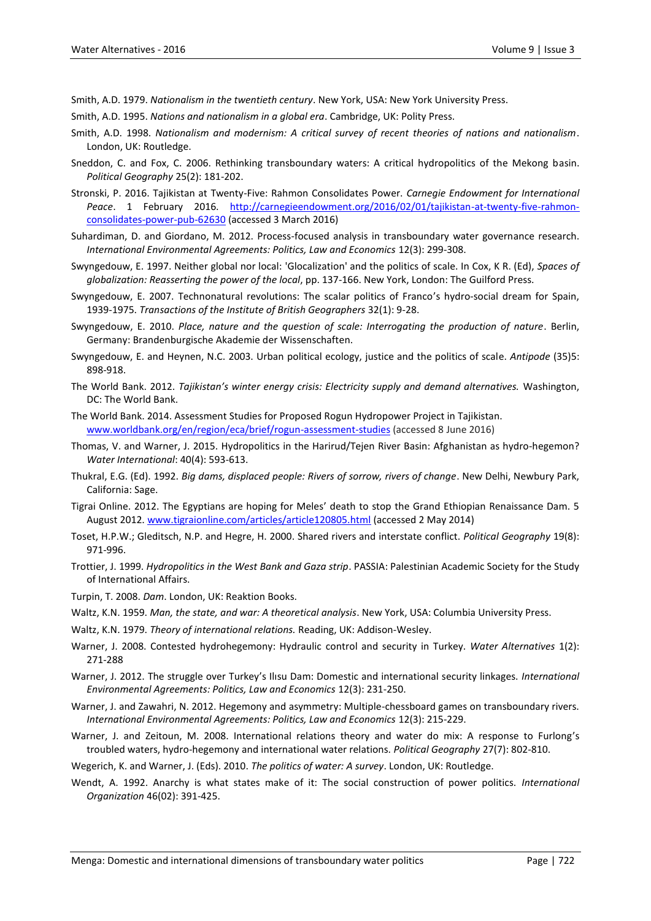Smith, A.D. 1979. *Nationalism in the twentieth century*. New York, USA: New York University Press.

Smith, A.D. 1995. *Nations and nationalism in a global era*. Cambridge, UK: Polity Press.

Smith, A.D. 1998. *Nationalism and modernism: A critical survey of recent theories of nations and nationalism*. London, UK: Routledge.

Sneddon, C. and Fox, C. 2006. Rethinking transboundary waters: A critical hydropolitics of the Mekong basin. *Political Geography* 25(2): 181-202.

Stronski, P. 2016. Tajikistan at Twenty-Five: Rahmon Consolidates Power. *Carnegie Endowment for International Peace*. 1 February 2016. http://carnegieendowment.org/2016/02/01/tajikistan-at-twenty-five-rahmon-consolidates-power-pub-62630 (accessed 3 March 2016)

Suhardiman, D. and Giordano, M. 2012. Process-focused analysis in transboundary water governance research. *International Environmental Agreements: Politics, Law and Economics* 12(3): 299-308.

Swyngedouw, E. 1997. Neither global nor local: 'Glocalization' and the politics of scale. In Cox, K R. (Ed), *Spaces of globalization: Reasserting the power of the local*, pp. 137-166. New York, London: The Guilford Press.

Swyngedouw, E. 2007. Technonatural revolutions: The scalar politics of Franco's hydro-social dream for Spain, 1939-1975. *Transactions of the Institute of British Geographers* 32(1): 9-28.

Swyngedouw, E. 2010. *Place, nature and the question of scale: Interrogating the production of nature*. Berlin, Germany: Brandenburgische Akademie der Wissenschaften.

Swyngedouw, E. and Heynen, N.C. 2003. Urban political ecology, justice and the politics of scale. *Antipode* (35)5: 898-918.

The World Bank. 2012. *Tajikistan's winter energy crisis: Electricity supply and demand alternatives.* Washington, DC: The World Bank.

The World Bank. 2014. Assessment Studies for Proposed Rogun Hydropower Project in Tajikistan. www.worldbank.org/en/region/eca/brief/rogun-assessment-studies (accessed 8 June 2016)

Thomas, V. and Warner, J. 2015. Hydropolitics in the Harirud/Tejen River Basin: Afghanistan as hydro-hegemon? *Water International*: 40(4): 593-613.

Thukral, E.G. (Ed). 1992. *Big dams, displaced people: Rivers of sorrow, rivers of change*. New Delhi, Newbury Park, California: Sage.

Tigrai Online. 2012. The Egyptians are hoping for Meles' death to stop the Grand Ethiopian Renaissance Dam. 5 August 2012. www.tigraionline.com/articles/article120805.html (accessed 2 May 2014)

Toset, H.P.W.; Gleditsch, N.P. and Hegre, H. 2000. Shared rivers and interstate conflict. *Political Geography* 19(8): 971-996.

Trottier, J. 1999. *Hydropolitics in the West Bank and Gaza strip*. PASSIA: Palestinian Academic Society for the Study of International Affairs.

Turpin, T. 2008. *Dam*. London, UK: Reaktion Books.

Waltz, K.N. 1959. *Man, the state, and war: A theoretical analysis*. New York, USA: Columbia University Press.

Waltz, K.N. 1979. *Theory of international relations.* Reading, UK: Addison-Wesley.

Warner, J. 2008. Contested hydrohegemony: Hydraulic control and security in Turkey. *Water Alternatives* 1(2): 271-288

Warner, J. 2012. The struggle over Turkey's Ilısu Dam: Domestic and international security linkages. *International Environmental Agreements: Politics, Law and Economics* 12(3): 231-250.

Warner, J. and Zawahri, N. 2012. Hegemony and asymmetry: Multiple-chessboard games on transboundary rivers. *International Environmental Agreements: Politics, Law and Economics* 12(3): 215-229.

Warner, J. and Zeitoun, M. 2008. International relations theory and water do mix: A response to Furlong's troubled waters, hydro-hegemony and international water relations. *Political Geography* 27(7): 802-810.

Wegerich, K. and Warner, J. (Eds). 2010. *The politics of water: A survey*. London, UK: Routledge.

Wendt, A. 1992. Anarchy is what states make of it: The social construction of power politics. *International Organization* 46(02): 391-425.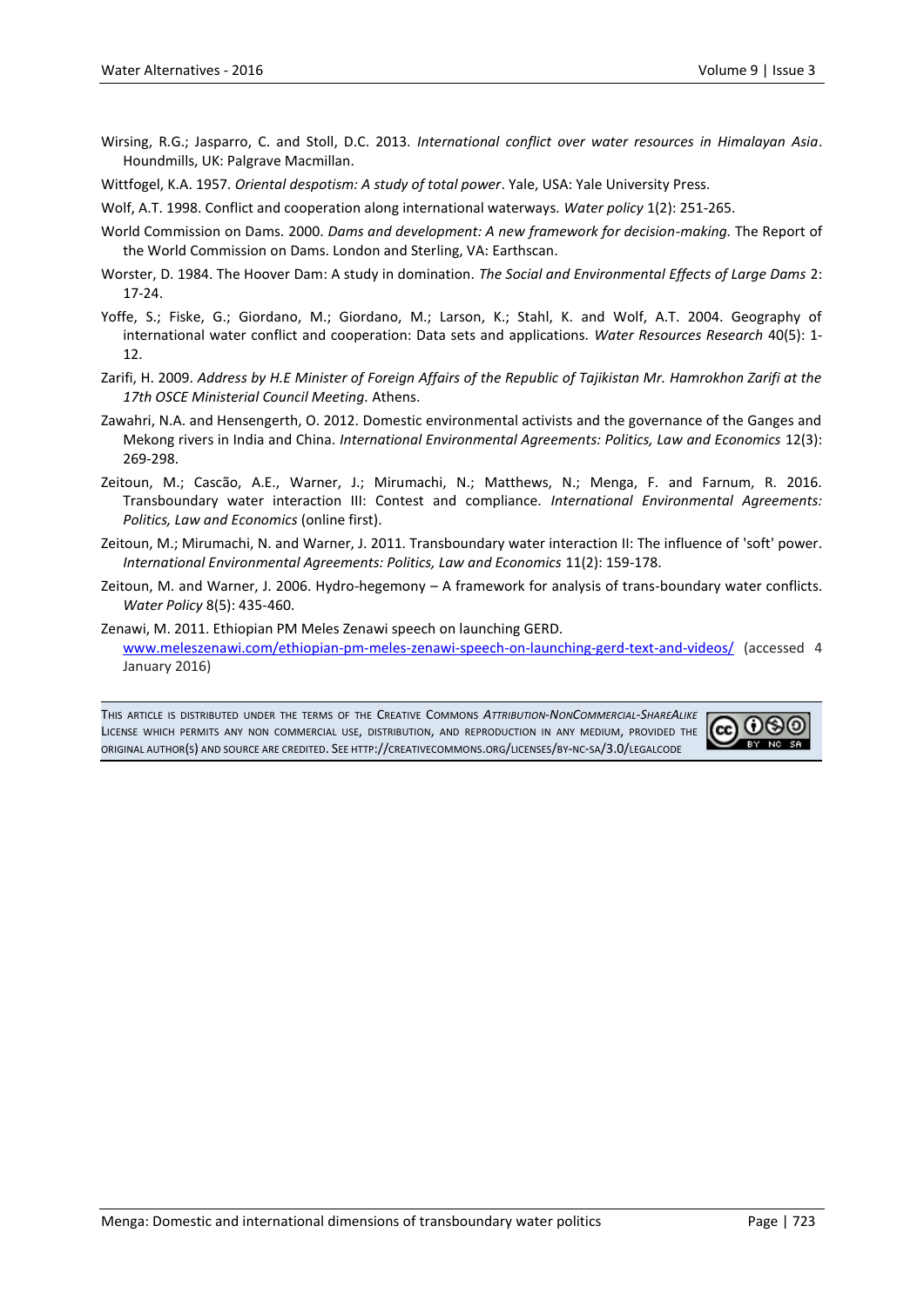Wirsing, R.G.; Jasparro, C. and Stoll, D.C. 2013. *International conflict over water resources in Himalayan Asia*. Houndmills, UK: Palgrave Macmillan.

Wittfogel, K.A. 1957. *Oriental despotism: A study of total power*. Yale, USA: Yale University Press.

Wolf, A.T. 1998. Conflict and cooperation along international waterways. *Water policy* 1(2): 251-265.

World Commission on Dams. 2000. *Dams and development: A new framework for decision-making.* The Report of the World Commission on Dams. London and Sterling, VA: Earthscan.

Worster, D. 1984. The Hoover Dam: A study in domination. *The Social and Environmental Effects of Large Dams* 2: 17-24.

Yoffe, S.; Fiske, G.; Giordano, M.; Giordano, M.; Larson, K.; Stahl, K. and Wolf, A.T. 2004. Geography of international water conflict and cooperation: Data sets and applications. *Water Resources Research* 40(5): 1-12.

Zarifi, H. 2009. *Address by H.E Minister of Foreign Affairs of the Republic of Tajikistan Mr. Hamrokhon Zarifi at the 17th OSCE Ministerial Council Meeting.* Athens.

Zawahri, N.A. and Hensengerth, O. 2012. Domestic environmental activists and the governance of the Ganges and Mekong rivers in India and China. *International Environmental Agreements: Politics, Law and Economics* 12(3): 269-298.

Zeitoun, M.; Cascão, A.E., Warner, J.; Mirumachi, N.; Matthews, N.; Menga, F. and Farnum, R. 2016. Transboundary water interaction III: Contest and compliance. *International Environmental Agreements: Politics, Law and Economics* (online first).

Zeitoun, M.; Mirumachi, N. and Warner, J. 2011. Transboundary water interaction II: The influence of 'soft' power. *International Environmental Agreements: Politics, Law and Economics* 11(2): 159-178.

Zeitoun, M. and Warner, J. 2006. Hydro-hegemony – A framework for analysis of trans-boundary water conflicts. *Water Policy* 8(5): 435-460.

Zenawi, M. 2011. Ethiopian PM Meles Zenawi speech on launching GERD. www.meleszenawi.com/ethiopian-pm-meles-zenawi-speech-on-launching-gerd-text-and-videos/ (accessed 4 January 2016)

THIS ARTICLE IS DISTRIBUTED UNDER THE TERMS OF THE CREATIVE COMMONS *ATTRIBUTION-NONCOMMERCIAL-SHAREALIKE* LICENSE WHICH PERMITS ANY NON COMMERCIAL USE, DISTRIBUTION, AND REPRODUCTION IN ANY MEDIUM, PROVIDED THE ORIGINAL AUTHOR(S) AND SOURCE ARE CREDITED. SEE HTTP://CREATIVECOMMONS.ORG/LICENSES/BY-NC-SA/3.0/LEGALCODE